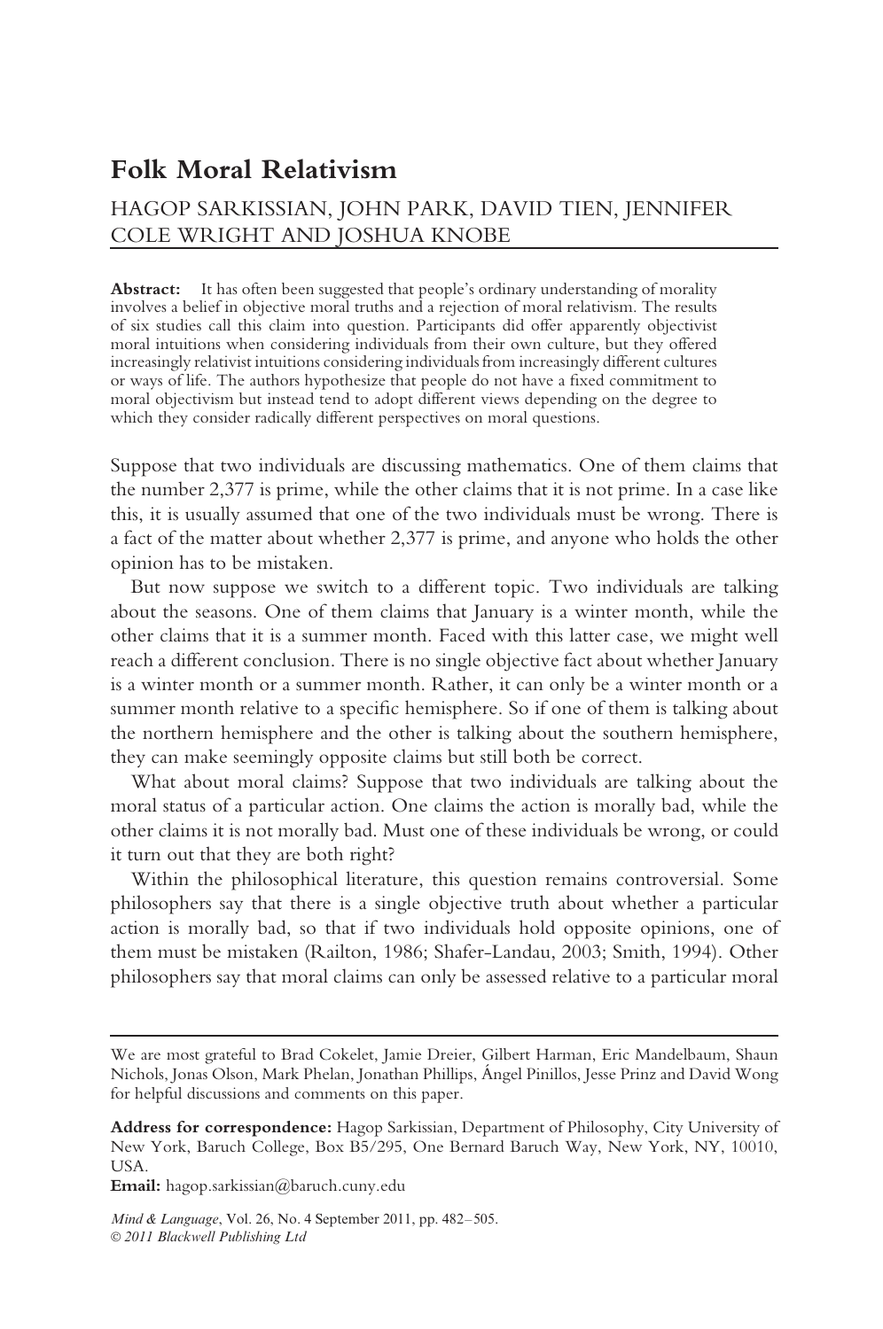# Folk Moral Relativism

HAGOP SARKISSIAN, JOHN PARK, DAVID TIEN, JENNIFER COLE WRIGHT AND JOSHUA KNOBE

**Abstract:** It has often been suggested that people's ordinary understanding of morality involves a belief in objective moral truths and a rejection of moral relativism. The results of six studies call this claim into question. Participants did offer apparently objectivist moral intuitions when considering individuals from their own culture, but they offered increasingly relativist intuitions considering individuals from increasingly different cultures or ways of life. The authors hypothesize that people do not have a fixed commitment to moral objectivism but instead tend to adopt different views depending on the degree to which they consider radically different perspectives on moral questions.

Suppose that two individuals are discussing mathematics. One of them claims that the number 2,377 is prime, while the other claims that it is not prime. In a case like this, it is usually assumed that one of the two individuals must be wrong. There is a fact of the matter about whether 2,377 is prime, and anyone who holds the other opinion has to be mistaken.

But now suppose we switch to a different topic. Two individuals are talking about the seasons. One of them claims that January is a winter month, while the other claims that it is a summer month. Faced with this latter case, we might well reach a different conclusion. There is no single objective fact about whether January is a winter month or a summer month. Rather, it can only be a winter month or a summer month relative to a specific hemisphere. So if one of them is talking about the northern hemisphere and the other is talking about the southern hemisphere, they can make seemingly opposite claims but still both be correct.

What about moral claims? Suppose that two individuals are talking about the moral status of a particular action. One claims the action is morally bad, while the other claims it is not morally bad. Must one of these individuals be wrong, or could it turn out that they are both right?

Within the philosophical literature, this question remains controversial. Some philosophers say that there is a single objective truth about whether a particular action is morally bad, so that if two individuals hold opposite opinions, one of them must be mistaken (Railton, 1986; Shafer-Landau, 2003; Smith, 1994). Other philosophers say that moral claims can only be assessed relative to a particular moral

---

We are most grateful to Brad Cokelet, Jamie Dreier, Gilbert Harman, Eric Mandelbaum, Shaun Nichols, Jonas Olson, Mark Phelan, Jonathan Phillips, Ángel Pinillos, Jesse Prinz and David Wong for helpful discussions and comments on this paper.

**Address for correspondence:** Hagop Sarkissian, Department of Philosophy, City University of New York, Baruch College, Box B5/295, One Bernard Baruch Way, New York, NY, 10010, USA.

**Email:** hagop.sarkissian@baruch.cuny.edu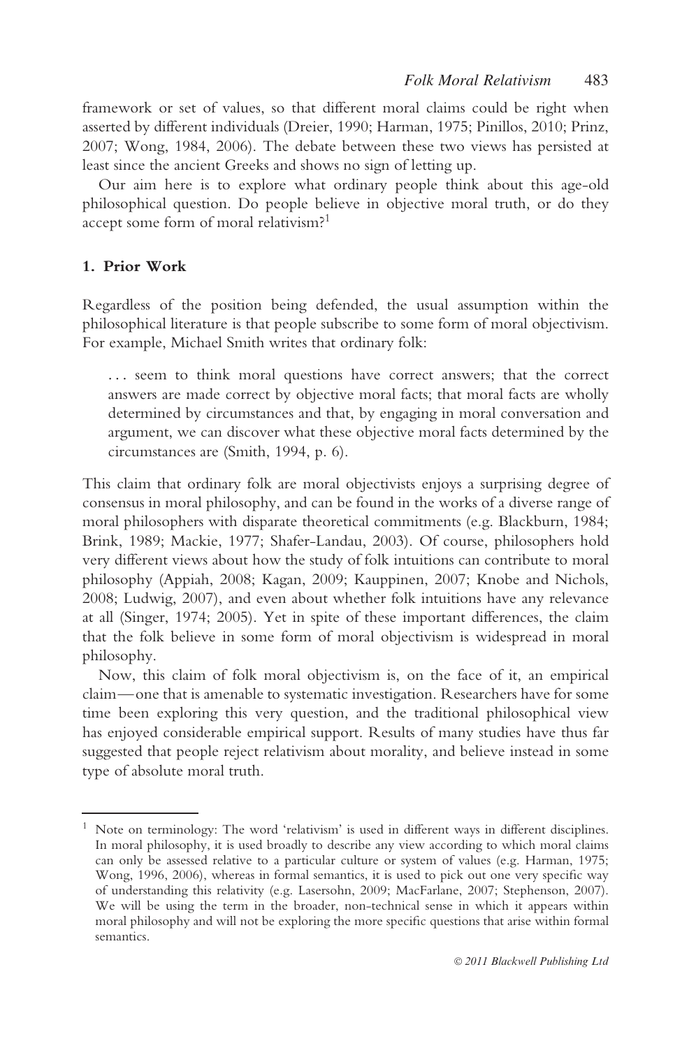framework or set of values, so that different moral claims could be right when asserted by different individuals (Dreier, 1990; Harman, 1975; Pinillos, 2010; Prinz, 2007; Wong, 1984, 2006). The debate between these two views has persisted at least since the ancient Greeks and shows no sign of letting up.

Our aim here is to explore what ordinary people think about this age-old philosophical question. Do people believe in objective moral truth, or do they accept some form of moral relativism?[1]

## 1. Prior Work

Regardless of the position being defended, the usual assumption within the philosophical literature is that people subscribe to some form of moral objectivism. For example, Michael Smith writes that ordinary folk:

> ... seem to think moral questions have correct answers; that the correct answers are made correct by objective moral facts; that moral facts are wholly determined by circumstances and that, by engaging in moral conversation and argument, we can discover what these objective moral facts determined by the circumstances are (Smith, 1994, p. 6).

This claim that ordinary folk are moral objectivists enjoys a surprising degree of consensus in moral philosophy, and can be found in the works of a diverse range of moral philosophers with disparate theoretical commitments (e.g. Blackburn, 1984; Brink, 1989; Mackie, 1977; Shafer-Landau, 2003). Of course, philosophers hold very different views about how the study of folk intuitions can contribute to moral philosophy (Appiah, 2008; Kagan, 2009; Kauppinen, 2007; Knobe and Nichols, 2008; Ludwig, 2007), and even about whether folk intuitions have any relevance at all (Singer, 1974; 2005). Yet in spite of these important differences, the claim that the folk believe in some form of moral objectivism is widespread in moral philosophy.

Now, this claim of folk moral objectivism is, on the face of it, an empirical claim—one that is amenable to systematic investigation. Researchers have for some time been exploring this very question, and the traditional philosophical view has enjoyed considerable empirical support. Results of many studies have thus far suggested that people reject relativism about morality, and believe instead in some type of absolute moral truth.

[1] Note on terminology: The word 'relativism' is used in different ways in different disciplines. In moral philosophy, it is used broadly to describe any view according to which moral claims can only be assessed relative to a particular culture or system of values (e.g. Harman, 1975; Wong, 1996, 2006), whereas in formal semantics, it is used to pick out one very specific way of understanding this relativity (e.g. Lasersohn, 2009; MacFarlane, 2007; Stephenson, 2007). We will be using the term in the broader, non-technical sense in which it appears within moral philosophy and will not be exploring the more specific questions that arise within formal semantics.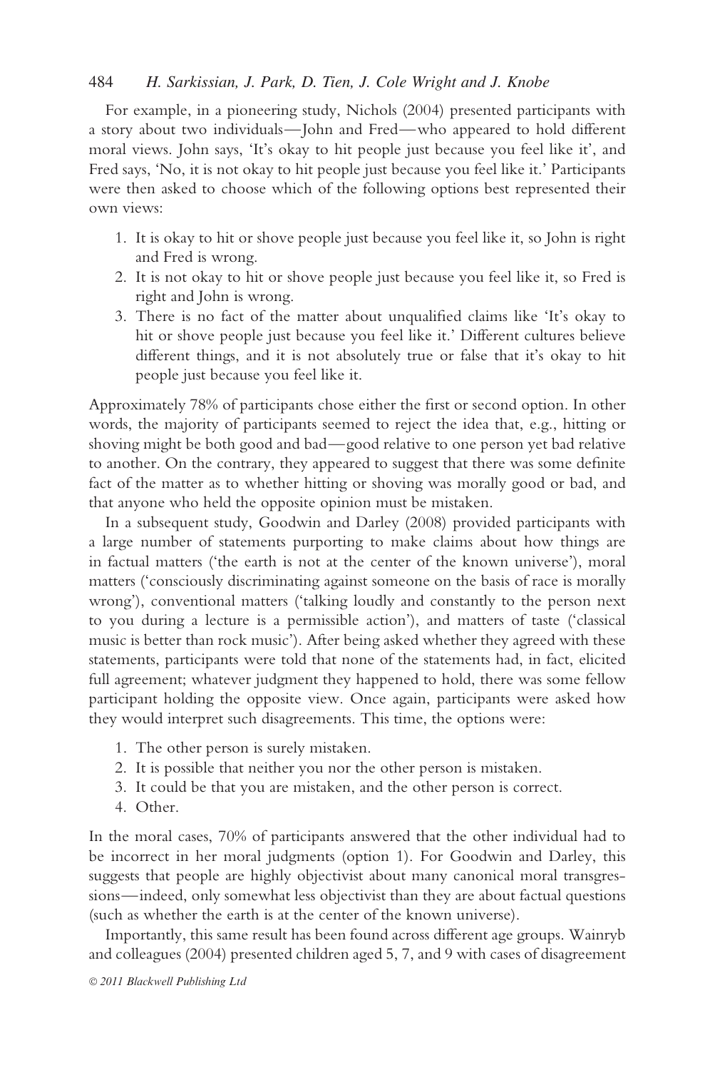For example, in a pioneering study, Nichols (2004) presented participants with a story about two individuals—John and Fred—who appeared to hold different moral views. John says, 'It's okay to hit people just because you feel like it', and Fred says, 'No, it is not okay to hit people just because you feel like it.' Participants were then asked to choose which of the following options best represented their own views:

1. It is okay to hit or shove people just because you feel like it, so John is right and Fred is wrong.
2. It is not okay to hit or shove people just because you feel like it, so Fred is right and John is wrong.
3. There is no fact of the matter about unqualified claims like 'It's okay to hit or shove people just because you feel like it.' Different cultures believe different things, and it is not absolutely true or false that it's okay to hit people just because you feel like it.

Approximately 78% of participants chose either the first or second option. In other words, the majority of participants seemed to reject the idea that, e.g., hitting or shoving might be both good and bad—good relative to one person yet bad relative to another. On the contrary, they appeared to suggest that there was some definite fact of the matter as to whether hitting or shoving was morally good or bad, and that anyone who held the opposite opinion must be mistaken.

In a subsequent study, Goodwin and Darley (2008) provided participants with a large number of statements purporting to make claims about how things are in factual matters ('the earth is not at the center of the known universe'), moral matters ('consciously discriminating against someone on the basis of race is morally wrong'), conventional matters ('talking loudly and constantly to the person next to you during a lecture is a permissible action'), and matters of taste ('classical music is better than rock music'). After being asked whether they agreed with these statements, participants were told that none of the statements had, in fact, elicited full agreement; whatever judgment they happened to hold, there was some fellow participant holding the opposite view. Once again, participants were asked how they would interpret such disagreements. This time, the options were:

1. The other person is surely mistaken.
2. It is possible that neither you nor the other person is mistaken.
3. It could be that you are mistaken, and the other person is correct.
4. Other.

In the moral cases, 70% of participants answered that the other individual had to be incorrect in her moral judgments (option 1). For Goodwin and Darley, this suggests that people are highly objectivist about many canonical moral transgressions—indeed, only somewhat less objectivist than they are about factual questions (such as whether the earth is at the center of the known universe).

Importantly, this same result has been found across different age groups. Wainryb and colleagues (2004) presented children aged 5, 7, and 9 with cases of disagreement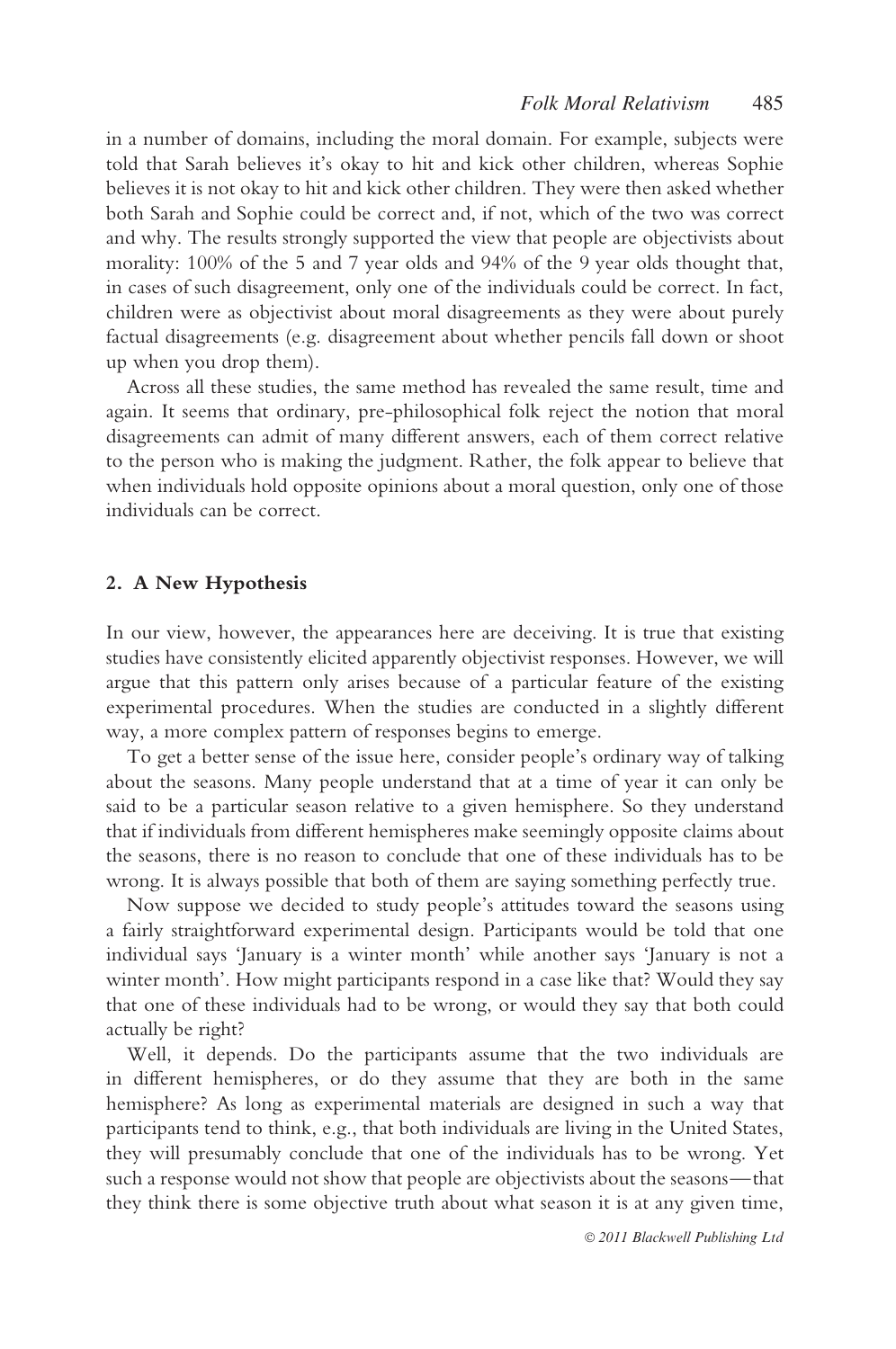in a number of domains, including the moral domain. For example, subjects were told that Sarah believes it's okay to hit and kick other children, whereas Sophie believes it is not okay to hit and kick other children. They were then asked whether both Sarah and Sophie could be correct and, if not, which of the two was correct and why. The results strongly supported the view that people are objectivists about morality: 100% of the 5 and 7 year olds and 94% of the 9 year olds thought that, in cases of such disagreement, only one of the individuals could be correct. In fact, children were as objectivist about moral disagreements as they were about purely factual disagreements (e.g. disagreement about whether pencils fall down or shoot up when you drop them).

Across all these studies, the same method has revealed the same result, time and again. It seems that ordinary, pre-philosophical folk reject the notion that moral disagreements can admit of many different answers, each of them correct relative to the person who is making the judgment. Rather, the folk appear to believe that when individuals hold opposite opinions about a moral question, only one of those individuals can be correct.

## 2. A New Hypothesis

In our view, however, the appearances here are deceiving. It is true that existing studies have consistently elicited apparently objectivist responses. However, we will argue that this pattern only arises because of a particular feature of the existing experimental procedures. When the studies are conducted in a slightly different way, a more complex pattern of responses begins to emerge.

To get a better sense of the issue here, consider people's ordinary way of talking about the seasons. Many people understand that at a time of year it can only be said to be a particular season relative to a given hemisphere. So they understand that if individuals from different hemispheres make seemingly opposite claims about the seasons, there is no reason to conclude that one of these individuals has to be wrong. It is always possible that both of them are saying something perfectly true.

Now suppose we decided to study people's attitudes toward the seasons using a fairly straightforward experimental design. Participants would be told that one individual says 'January is a winter month' while another says 'January is not a winter month'. How might participants respond in a case like that? Would they say that one of these individuals had to be wrong, or would they say that both could actually be right?

Well, it depends. Do the participants assume that the two individuals are in different hemispheres, or do they assume that they are both in the same hemisphere? As long as experimental materials are designed in such a way that participants tend to think, e.g., that both individuals are living in the United States, they will presumably conclude that one of the individuals has to be wrong. Yet such a response would not show that people are objectivists about the seasons—that they think there is some objective truth about what season it is at any given time,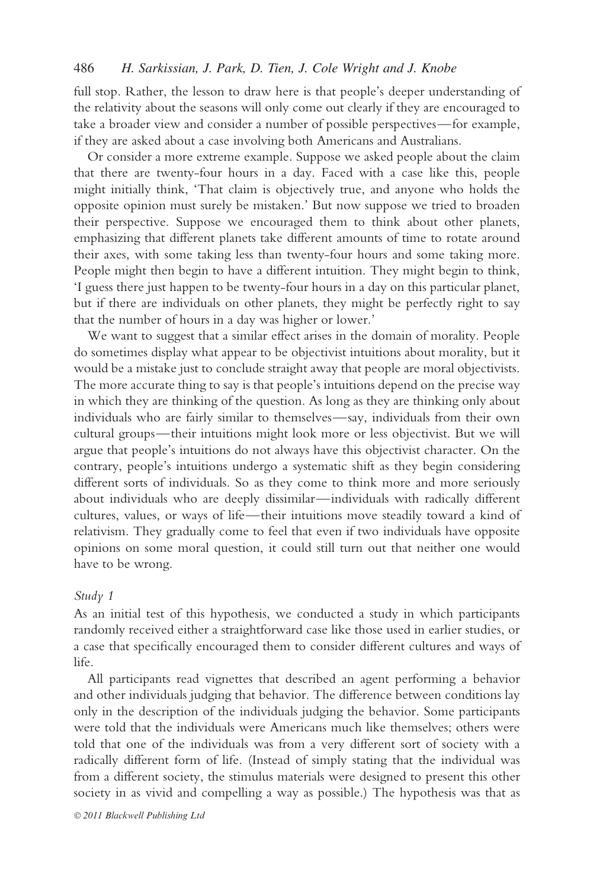full stop. Rather, the lesson to draw here is that people's deeper understanding of the relativity about the seasons will only come out clearly if they are encouraged to take a broader view and consider a number of possible perspectives—for example, if they are asked about a case involving both Americans and Australians.

Or consider a more extreme example. Suppose we asked people about the claim that there are twenty-four hours in a day. Faced with a case like this, people might initially think, 'That claim is objectively true, and anyone who holds the opposite opinion must surely be mistaken.' But now suppose we tried to broaden their perspective. Suppose we encouraged them to think about other planets, emphasizing that different planets take different amounts of time to rotate around their axes, with some taking less than twenty-four hours and some taking more. People might then begin to have a different intuition. They might begin to think, 'I guess there just happen to be twenty-four hours in a day on this particular planet, but if there are individuals on other planets, they might be perfectly right to say that the number of hours in a day was higher or lower.'

We want to suggest that a similar effect arises in the domain of morality. People do sometimes display what appear to be objectivist intuitions about morality, but it would be a mistake just to conclude straight away that people are moral objectivists. The more accurate thing to say is that people's intuitions depend on the precise way in which they are thinking of the question. As long as they are thinking only about individuals who are fairly similar to themselves—say, individuals from their own cultural groups—their intuitions might look more or less objectivist. But we will argue that people's intuitions do not always have this objectivist character. On the contrary, people's intuitions undergo a systematic shift as they begin considering different sorts of individuals. So as they come to think more and more seriously about individuals who are deeply dissimilar—individuals with radically different cultures, values, or ways of life—their intuitions move steadily toward a kind of relativism. They gradually come to feel that even if two individuals have opposite opinions on some moral question, it could still turn out that neither one would have to be wrong.

*Study 1*

As an initial test of this hypothesis, we conducted a study in which participants randomly received either a straightforward case like those used in earlier studies, or a case that specifically encouraged them to consider different cultures and ways of life.

All participants read vignettes that described an agent performing a behavior and other individuals judging that behavior. The difference between conditions lay only in the description of the individuals judging the behavior. Some participants were told that the individuals were Americans much like themselves; others were told that one of the individuals was from a very different sort of society with a radically different form of life. (Instead of simply stating that the individual was from a different society, the stimulus materials were designed to present this other society in as vivid and compelling a way as possible.) The hypothesis was that as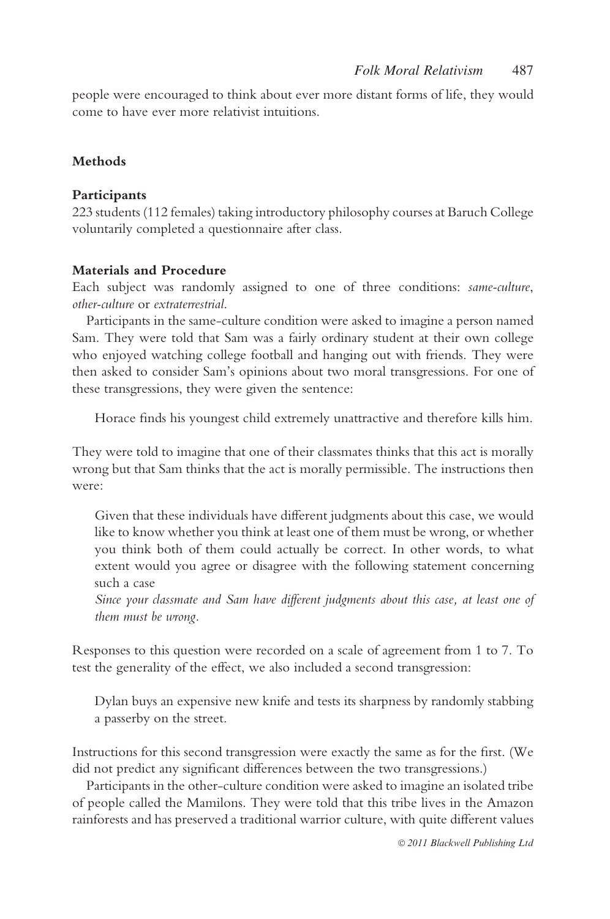people were encouraged to think about ever more distant forms of life, they would come to have ever more relativist intuitions.

## Methods

### Participants

223 students (112 females) taking introductory philosophy courses at Baruch College voluntarily completed a questionnaire after class.

### Materials and Procedure

Each subject was randomly assigned to one of three conditions: *same-culture*, *other-culture* or *extraterrestrial*.

Participants in the same-culture condition were asked to imagine a person named Sam. They were told that Sam was a fairly ordinary student at their own college who enjoyed watching college football and hanging out with friends. They were then asked to consider Sam's opinions about two moral transgressions. For one of these transgressions, they were given the sentence:

> Horace finds his youngest child extremely unattractive and therefore kills him.

They were told to imagine that one of their classmates thinks that this act is morally wrong but that Sam thinks that the act is morally permissible. The instructions then were:

> Given that these individuals have different judgments about this case, we would like to know whether you think at least one of them must be wrong, or whether you think both of them could actually be correct. In other words, to what extent would you agree or disagree with the following statement concerning such a case
> *Since your classmate and Sam have different judgments about this case, at least one of them must be wrong.*

Responses to this question were recorded on a scale of agreement from 1 to 7. To test the generality of the effect, we also included a second transgression:

> Dylan buys an expensive new knife and tests its sharpness by randomly stabbing a passerby on the street.

Instructions for this second transgression were exactly the same as for the first. (We did not predict any significant differences between the two transgressions.)

Participants in the other-culture condition were asked to imagine an isolated tribe of people called the Mamilons. They were told that this tribe lives in the Amazon rainforests and has preserved a traditional warrior culture, with quite different values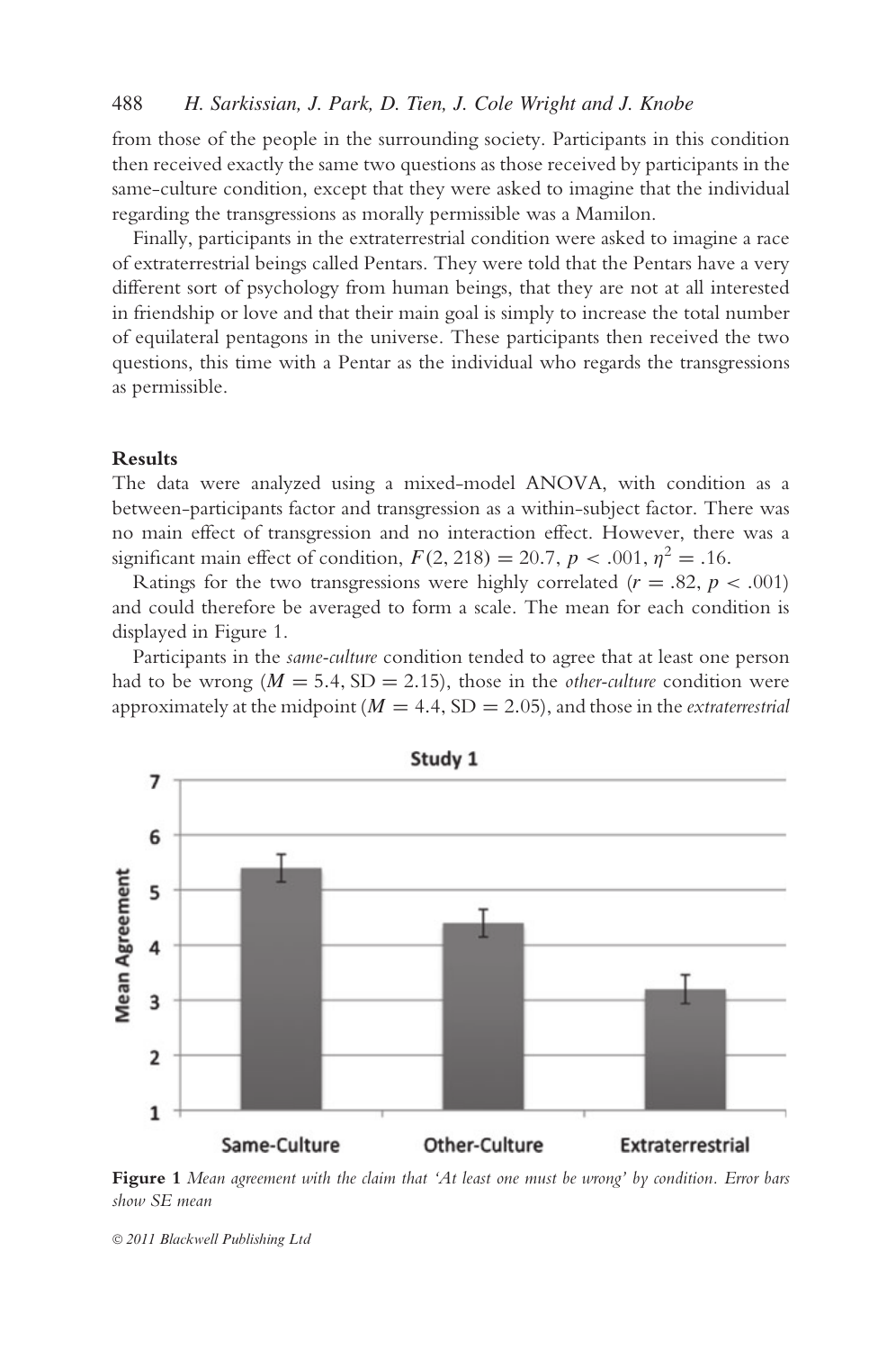from those of the people in the surrounding society. Participants in this condition then received exactly the same two questions as those received by participants in the same-culture condition, except that they were asked to imagine that the individual regarding the transgressions as morally permissible was a Mamilon.

Finally, participants in the extraterrestrial condition were asked to imagine a race of extraterrestrial beings called Pentars. They were told that the Pentars have a very different sort of psychology from human beings, that they are not at all interested in friendship or love and that their main goal is simply to increase the total number of equilateral pentagons in the universe. These participants then received the two questions, this time with a Pentar as the individual who regards the transgressions as permissible.

### Results

The data were analyzed using a mixed-model ANOVA, with condition as a between-participants factor and transgression as a within-subject factor. There was no main effect of transgression and no interaction effect. However, there was a significant main effect of condition, $F(2, 218) = 20.7$, $p < .001$, $\eta^2 = .16$.

Ratings for the two transgressions were highly correlated ($r = .82$, $p < .001$) and could therefore be averaged to form a scale. The mean for each condition is displayed in Figure 1.

Participants in the *same-culture* condition tended to agree that at least one person had to be wrong ($M = 5.4$, SD $= 2.15$), those in the *other-culture* condition were approximately at the midpoint ($M = 4.4$, SD $= 2.05$), and those in the *extraterrestrial*

**Figure 1** *Mean agreement with the claim that 'At least one must be wrong' by condition. Error bars show SE mean*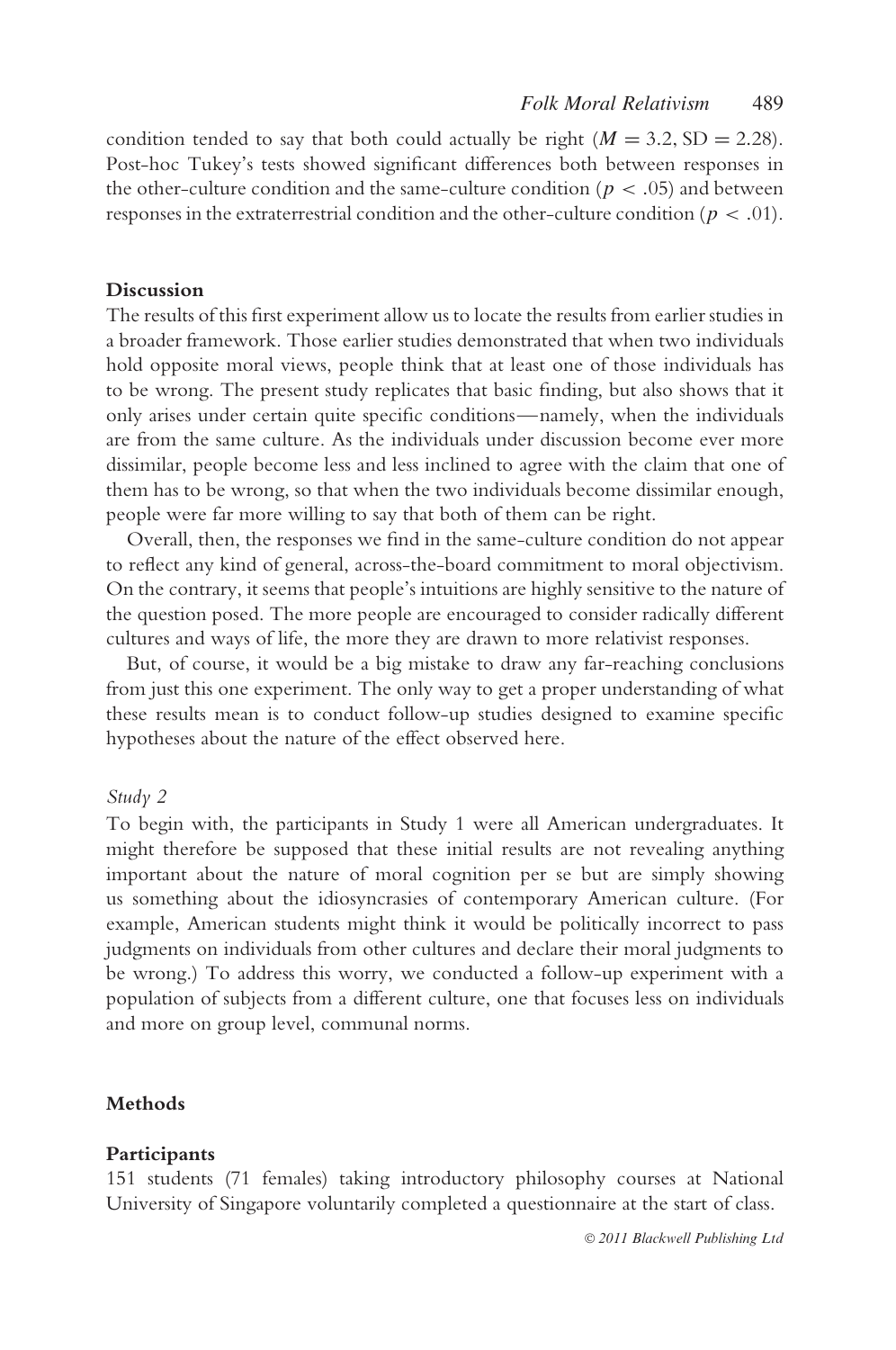condition tended to say that both could actually be right ($M = 3.2$, $SD = 2.28$). Post-hoc Tukey's tests showed significant differences both between responses in the other-culture condition and the same-culture condition ($p < .05$) and between responses in the extraterrestrial condition and the other-culture condition ($p < .01$).

## Discussion

The results of this first experiment allow us to locate the results from earlier studies in a broader framework. Those earlier studies demonstrated that when two individuals hold opposite moral views, people think that at least one of those individuals has to be wrong. The present study replicates that basic finding, but also shows that it only arises under certain quite specific conditions—namely, when the individuals are from the same culture. As the individuals under discussion become ever more dissimilar, people become less and less inclined to agree with the claim that one of them has to be wrong, so that when the two individuals become dissimilar enough, people were far more willing to say that both of them can be right.

Overall, then, the responses we find in the same-culture condition do not appear to reflect any kind of general, across-the-board commitment to moral objectivism. On the contrary, it seems that people's intuitions are highly sensitive to the nature of the question posed. The more people are encouraged to consider radically different cultures and ways of life, the more they are drawn to more relativist responses.

But, of course, it would be a big mistake to draw any far-reaching conclusions from just this one experiment. The only way to get a proper understanding of what these results mean is to conduct follow-up studies designed to examine specific hypotheses about the nature of the effect observed here.

### *Study 2*

To begin with, the participants in Study 1 were all American undergraduates. It might therefore be supposed that these initial results are not revealing anything important about the nature of moral cognition per se but are simply showing us something about the idiosyncrasies of contemporary American culture. (For example, American students might think it would be politically incorrect to pass judgments on individuals from other cultures and declare their moral judgments to be wrong.) To address this worry, we conducted a follow-up experiment with a population of subjects from a different culture, one that focuses less on individuals and more on group level, communal norms.

## Methods

### Participants

151 students (71 females) taking introductory philosophy courses at National University of Singapore voluntarily completed a questionnaire at the start of class.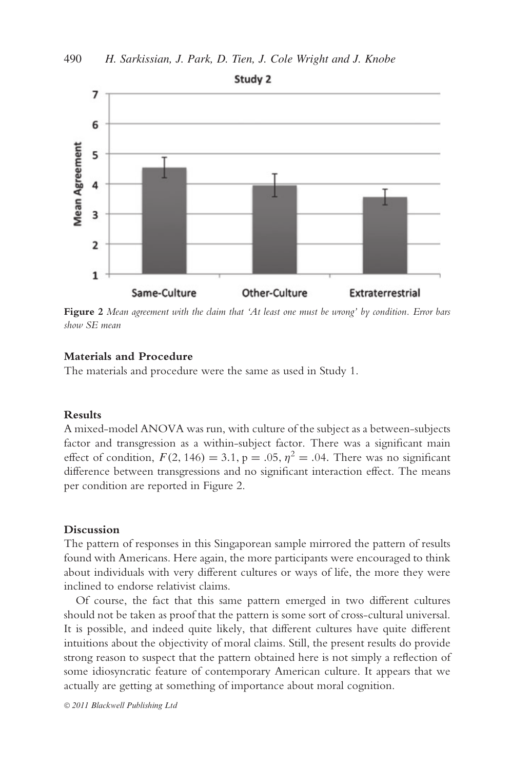**Figure 2** *Mean agreement with the claim that 'At least one must be wrong' by condition. Error bars show SE mean*

**Materials and Procedure**

The materials and procedure were the same as used in Study 1.

**Results**

A mixed-model ANOVA was run, with culture of the subject as a between-subjects factor and transgression as a within-subject factor. There was a significant main effect of condition, $F(2, 146) = 3.1$, $p = .05$, $\eta^2 = .04$. There was no significant difference between transgressions and no significant interaction effect. The means per condition are reported in Figure 2.

**Discussion**

The pattern of responses in this Singaporean sample mirrored the pattern of results found with Americans. Here again, the more participants were encouraged to think about individuals with very different cultures or ways of life, the more they were inclined to endorse relativist claims.

Of course, the fact that this same pattern emerged in two different cultures should not be taken as proof that the pattern is some sort of cross-cultural universal. It is possible, and indeed quite likely, that different cultures have quite different intuitions about the objectivity of moral claims. Still, the present results do provide strong reason to suspect that the pattern obtained here is not simply a reflection of some idiosyncratic feature of contemporary American culture. It appears that we actually are getting at something of importance about moral cognition.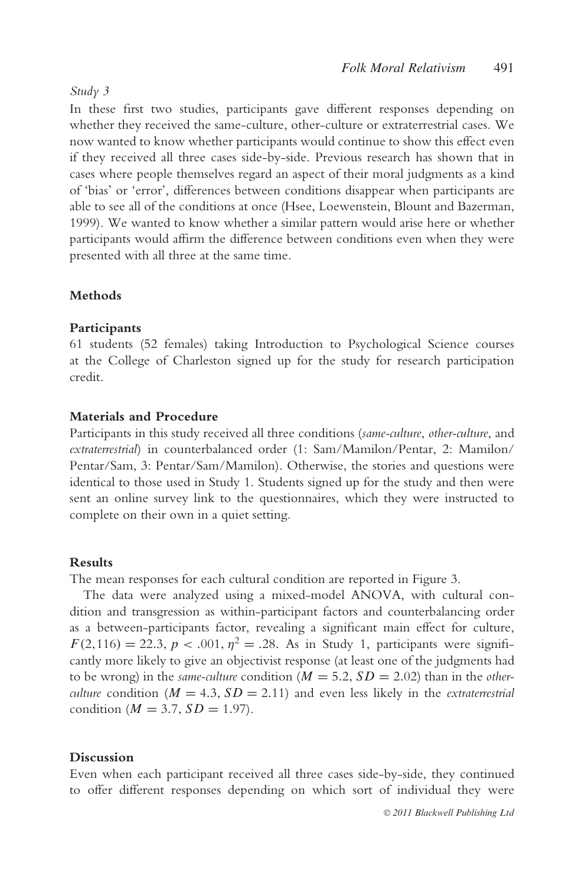*Study 3*

In these first two studies, participants gave different responses depending on whether they received the same-culture, other-culture or extraterrestrial cases. We now wanted to know whether participants would continue to show this effect even if they received all three cases side-by-side. Previous research has shown that in cases where people themselves regard an aspect of their moral judgments as a kind of 'bias' or 'error', differences between conditions disappear when participants are able to see all of the conditions at once (Hsee, Loewenstein, Blount and Bazerman, 1999). We wanted to know whether a similar pattern would arise here or whether participants would affirm the difference between conditions even when they were presented with all three at the same time.

### Methods

### Participants

61 students (52 females) taking Introduction to Psychological Science courses at the College of Charleston signed up for the study for research participation credit.

### Materials and Procedure

Participants in this study received all three conditions (*same-culture*, *other-culture*, and *extraterrestrial*) in counterbalanced order (1: Sam/Mamilon/Pentar, 2: Mamilon/Pentar/Sam, 3: Pentar/Sam/Mamilon). Otherwise, the stories and questions were identical to those used in Study 1. Students signed up for the study and then were sent an online survey link to the questionnaires, which they were instructed to complete on their own in a quiet setting.

### Results

The mean responses for each cultural condition are reported in Figure 3.

The data were analyzed using a mixed-model ANOVA, with cultural condition and transgression as within-participant factors and counterbalancing order as a between-participants factor, revealing a significant main effect for culture, $F(2,116) = 22.3$, $p < .001$, $\eta^2 = .28$. As in Study 1, participants were significantly more likely to give an objectivist response (at least one of the judgments had to be wrong) in the *same-culture* condition ($M = 5.2$, $SD = 2.02$) than in the *other-culture* condition ($M = 4.3$, $SD = 2.11$) and even less likely in the *extraterrestrial* condition ($M = 3.7$, $SD = 1.97$).

### Discussion

Even when each participant received all three cases side-by-side, they continued to offer different responses depending on which sort of individual they were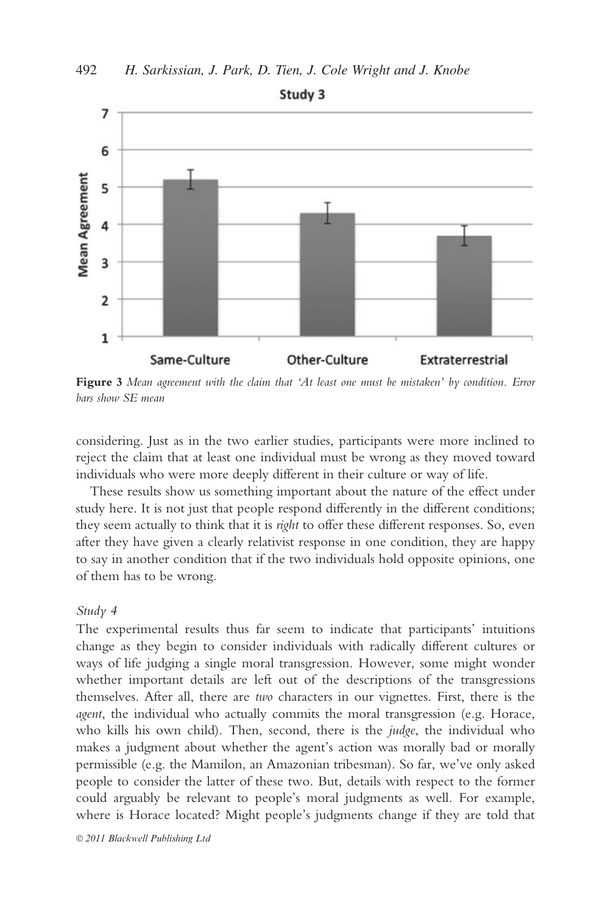Study 3

7
6
5
4
3
2
1

Mean Agreement

Same-Culture
Other-Culture
Extraterrestrial

**Figure 3** *Mean agreement with the claim that 'At least one must be mistaken' by condition. Error bars show SE mean*

considering. Just as in the two earlier studies, participants were more inclined to reject the claim that at least one individual must be wrong as they moved toward individuals who were more deeply different in their culture or way of life.

These results show us something important about the nature of the effect under study here. It is not just that people respond differently in the different conditions; they seem actually to think that it is *right* to offer these different responses. So, even after they have given a clearly relativist response in one condition, they are happy to say in another condition that if the two individuals hold opposite opinions, one of them has to be wrong.

### *Study 4*

The experimental results thus far seem to indicate that participants' intuitions change as they begin to consider individuals with radically different cultures or ways of life judging a single moral transgression. However, some might wonder whether important details are left out of the descriptions of the transgressions themselves. After all, there are *two* characters in our vignettes. First, there is the *agent*, the individual who actually commits the moral transgression (e.g. Horace, who kills his own child). Then, second, there is the *judge*, the individual who makes a judgment about whether the agent's action was morally bad or morally permissible (e.g. the Mamilon, an Amazonian tribesman). So far, we've only asked people to consider the latter of these two. But, details with respect to the former could arguably be relevant to people's moral judgments as well. For example, where is Horace located? Might people's judgments change if they are told that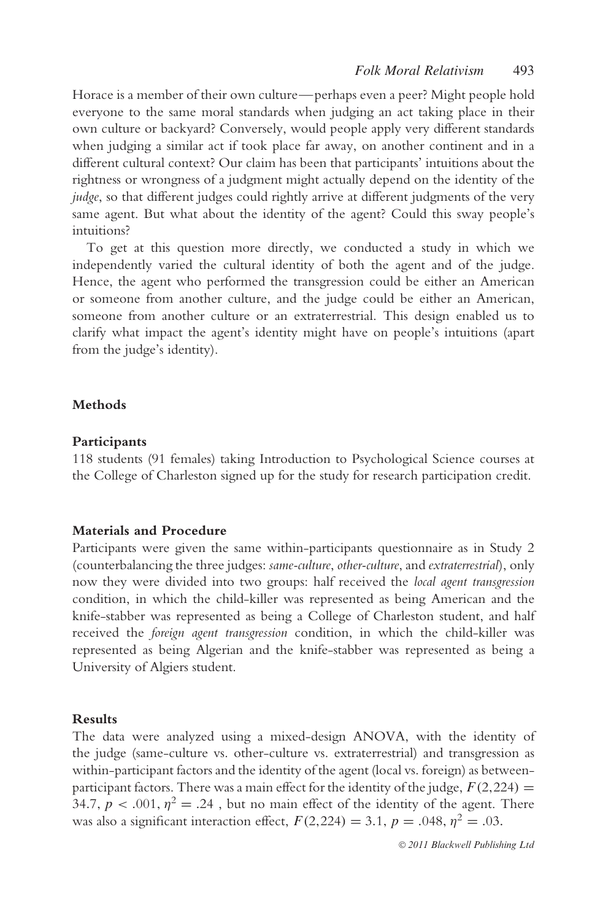Horace is a member of their own culture—perhaps even a peer? Might people hold everyone to the same moral standards when judging an act taking place in their own culture or backyard? Conversely, would people apply very different standards when judging a similar act if took place far away, on another continent and in a different cultural context? Our claim has been that participants' intuitions about the rightness or wrongness of a judgment might actually depend on the identity of the *judge*, so that different judges could rightly arrive at different judgments of the very same agent. But what about the identity of the agent? Could this sway people's intuitions?

To get at this question more directly, we conducted a study in which we independently varied the cultural identity of both the agent and of the judge. Hence, the agent who performed the transgression could be either an American or someone from another culture, and the judge could be either an American, someone from another culture or an extraterrestrial. This design enabled us to clarify what impact the agent's identity might have on people's intuitions (apart from the judge's identity).

### Methods

#### Participants

118 students (91 females) taking Introduction to Psychological Science courses at the College of Charleston signed up for the study for research participation credit.

#### Materials and Procedure

Participants were given the same within-participants questionnaire as in Study 2 (counterbalancing the three judges: *same-culture*, *other-culture*, and *extraterrestrial*), only now they were divided into two groups: half received the *local agent transgression* condition, in which the child-killer was represented as being American and the knife-stabber was represented as being a College of Charleston student, and half received the *foreign agent transgression* condition, in which the child-killer was represented as being Algerian and the knife-stabber was represented as being a University of Algiers student.

#### Results

The data were analyzed using a mixed-design ANOVA, with the identity of the judge (same-culture vs. other-culture vs. extraterrestrial) and transgression as within-participant factors and the identity of the agent (local vs. foreign) as between-participant factors. There was a main effect for the identity of the judge, $F(2,224) = 34.7$, $p < .001$, $\eta^2 = .24$ , but no main effect of the identity of the agent. There was also a significant interaction effect, $F(2,224) = 3.1$, $p = .048$, $\eta^2 = .03$.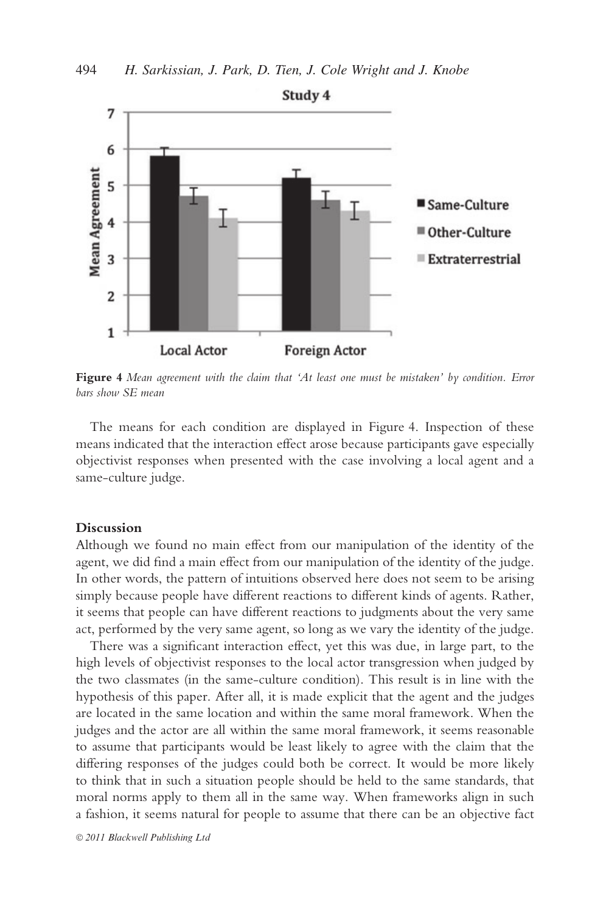**Figure 4** *Mean agreement with the claim that 'At least one must be mistaken' by condition. Error bars show SE mean*

The means for each condition are displayed in Figure 4. Inspection of these means indicated that the interaction effect arose because participants gave especially objectivist responses when presented with the case involving a local agent and a same-culture judge.

### Discussion

Although we found no main effect from our manipulation of the identity of the agent, we did find a main effect from our manipulation of the identity of the judge. In other words, the pattern of intuitions observed here does not seem to be arising simply because people have different reactions to different kinds of agents. Rather, it seems that people can have different reactions to judgments about the very same act, performed by the very same agent, so long as we vary the identity of the judge.

There was a significant interaction effect, yet this was due, in large part, to the high levels of objectivist responses to the local actor transgression when judged by the two classmates (in the same-culture condition). This result is in line with the hypothesis of this paper. After all, it is made explicit that the agent and the judges are located in the same location and within the same moral framework. When the judges and the actor are all within the same moral framework, it seems reasonable to assume that participants would be least likely to agree with the claim that the differing responses of the judges could both be correct. It would be more likely to think that in such a situation people should be held to the same standards, that moral norms apply to them all in the same way. When frameworks align in such a fashion, it seems natural for people to assume that there can be an objective fact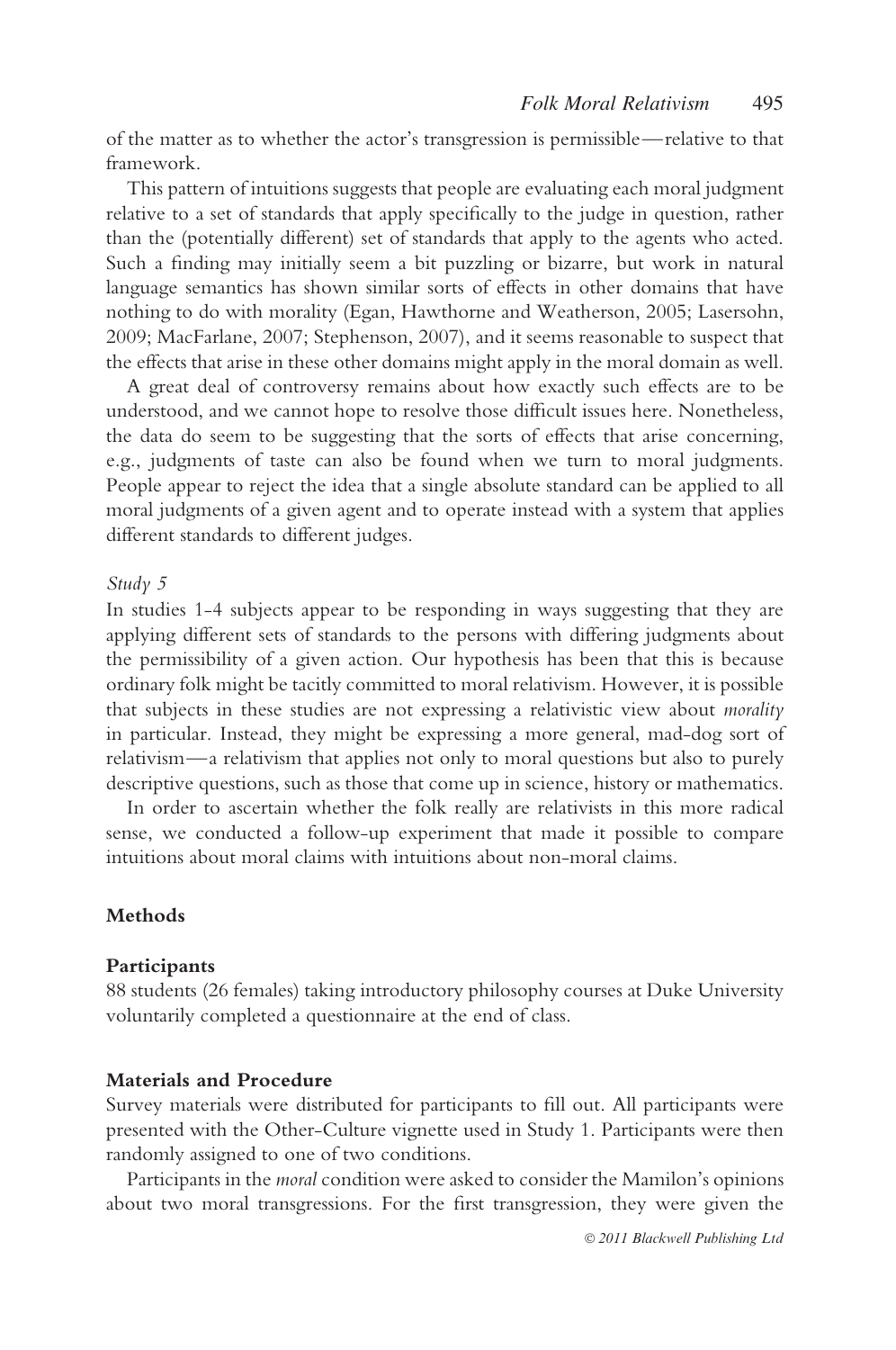of the matter as to whether the actor's transgression is permissible—relative to that framework.

This pattern of intuitions suggests that people are evaluating each moral judgment relative to a set of standards that apply specifically to the judge in question, rather than the (potentially different) set of standards that apply to the agents who acted. Such a finding may initially seem a bit puzzling or bizarre, but work in natural language semantics has shown similar sorts of effects in other domains that have nothing to do with morality (Egan, Hawthorne and Weatherson, 2005; Lasersohn, 2009; MacFarlane, 2007; Stephenson, 2007), and it seems reasonable to suspect that the effects that arise in these other domains might apply in the moral domain as well.

A great deal of controversy remains about how exactly such effects are to be understood, and we cannot hope to resolve those difficult issues here. Nonetheless, the data do seem to be suggesting that the sorts of effects that arise concerning, e.g., judgments of taste can also be found when we turn to moral judgments. People appear to reject the idea that a single absolute standard can be applied to all moral judgments of a given agent and to operate instead with a system that applies different standards to different judges.

*Study 5*

In studies 1-4 subjects appear to be responding in ways suggesting that they are applying different sets of standards to the persons with differing judgments about the permissibility of a given action. Our hypothesis has been that this is because ordinary folk might be tacitly committed to moral relativism. However, it is possible that subjects in these studies are not expressing a relativistic view about *morality* in particular. Instead, they might be expressing a more general, mad-dog sort of relativism—a relativism that applies not only to moral questions but also to purely descriptive questions, such as those that come up in science, history or mathematics.

In order to ascertain whether the folk really are relativists in this more radical sense, we conducted a follow-up experiment that made it possible to compare intuitions about moral claims with intuitions about non-moral claims.

## Methods

### Participants

88 students (26 females) taking introductory philosophy courses at Duke University voluntarily completed a questionnaire at the end of class.

### Materials and Procedure

Survey materials were distributed for participants to fill out. All participants were presented with the Other-Culture vignette used in Study 1. Participants were then randomly assigned to one of two conditions.

Participants in the *moral* condition were asked to consider the Mamilon's opinions about two moral transgressions. For the first transgression, they were given the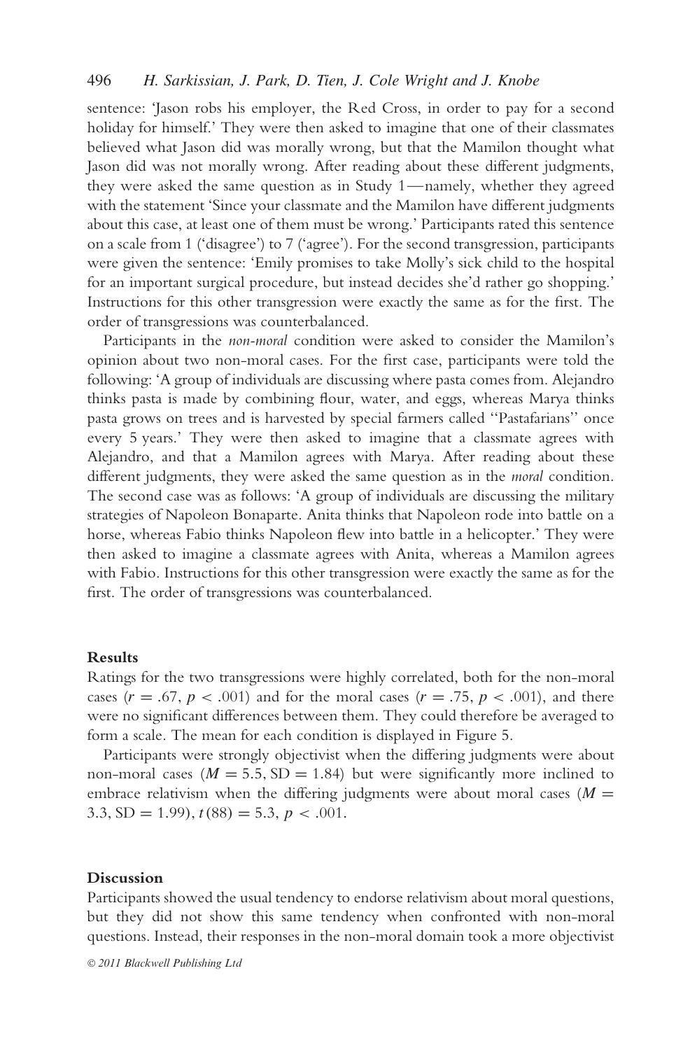sentence: 'Jason robs his employer, the Red Cross, in order to pay for a second holiday for himself.' They were then asked to imagine that one of their classmates believed what Jason did was morally wrong, but that the Mamilon thought what Jason did was not morally wrong. After reading about these different judgments, they were asked the same question as in Study 1—namely, whether they agreed with the statement 'Since your classmate and the Mamilon have different judgments about this case, at least one of them must be wrong.' Participants rated this sentence on a scale from 1 ('disagree') to 7 ('agree'). For the second transgression, participants were given the sentence: 'Emily promises to take Molly's sick child to the hospital for an important surgical procedure, but instead decides she'd rather go shopping.' Instructions for this other transgression were exactly the same as for the first. The order of transgressions was counterbalanced.

Participants in the *non-moral* condition were asked to consider the Mamilon's opinion about two non-moral cases. For the first case, participants were told the following: 'A group of individuals are discussing where pasta comes from. Alejandro thinks pasta is made by combining flour, water, and eggs, whereas Marya thinks pasta grows on trees and is harvested by special farmers called ''Pastafarians'' once every 5 years.' They were then asked to imagine that a classmate agrees with Alejandro, and that a Mamilon agrees with Marya. After reading about these different judgments, they were asked the same question as in the *moral* condition. The second case was as follows: 'A group of individuals are discussing the military strategies of Napoleon Bonaparte. Anita thinks that Napoleon rode into battle on a horse, whereas Fabio thinks Napoleon flew into battle in a helicopter.' They were then asked to imagine a classmate agrees with Anita, whereas a Mamilon agrees with Fabio. Instructions for this other transgression were exactly the same as for the first. The order of transgressions was counterbalanced.

### Results

Ratings for the two transgressions were highly correlated, both for the non-moral cases ($r = .67$, $p < .001$) and for the moral cases ($r = .75$, $p < .001$), and there were no significant differences between them. They could therefore be averaged to form a scale. The mean for each condition is displayed in Figure 5.

Participants were strongly objectivist when the differing judgments were about non-moral cases ($M = 5.5$, $\mathrm{SD} = 1.84$) but were significantly more inclined to embrace relativism when the differing judgments were about moral cases ($M = 3.3$, $\mathrm{SD} = 1.99$), $t(88) = 5.3$, $p < .001$.

### Discussion

Participants showed the usual tendency to endorse relativism about moral questions, but they did not show this same tendency when confronted with non-moral questions. Instead, their responses in the non-moral domain took a more objectivist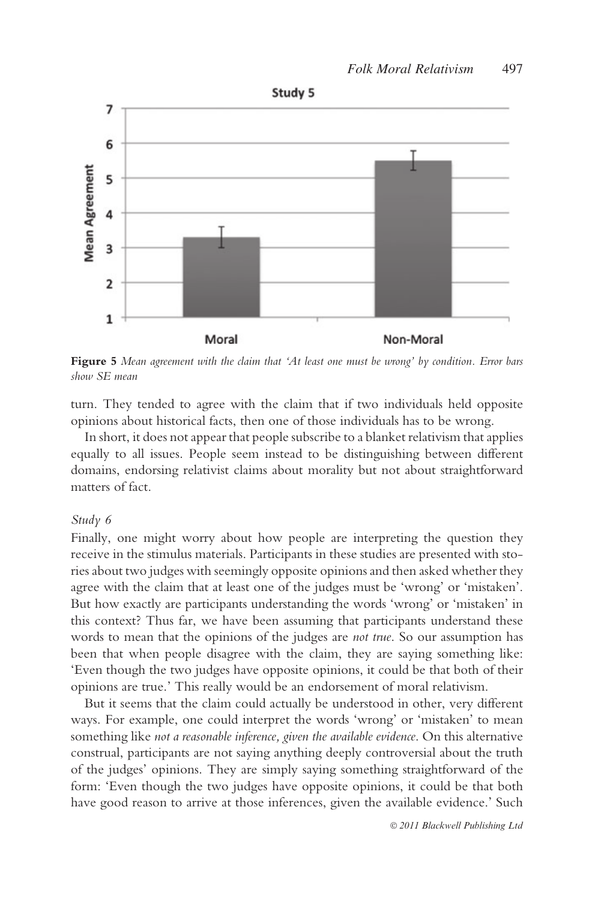**Figure 5** *Mean agreement with the claim that 'At least one must be wrong' by condition. Error bars show SE mean*

turn. They tended to agree with the claim that if two individuals held opposite opinions about historical facts, then one of those individuals has to be wrong.

In short, it does not appear that people subscribe to a blanket relativism that applies equally to all issues. People seem instead to be distinguishing between different domains, endorsing relativist claims about morality but not about straightforward matters of fact.

*Study 6*

Finally, one might worry about how people are interpreting the question they receive in the stimulus materials. Participants in these studies are presented with stories about two judges with seemingly opposite opinions and then asked whether they agree with the claim that at least one of the judges must be 'wrong' or 'mistaken'. But how exactly are participants understanding the words 'wrong' or 'mistaken' in this context? Thus far, we have been assuming that participants understand these words to mean that the opinions of the judges are *not true*. So our assumption has been that when people disagree with the claim, they are saying something like: 'Even though the two judges have opposite opinions, it could be that both of their opinions are true.' This really would be an endorsement of moral relativism.

But it seems that the claim could actually be understood in other, very different ways. For example, one could interpret the words 'wrong' or 'mistaken' to mean something like *not a reasonable inference, given the available evidence*. On this alternative construal, participants are not saying anything deeply controversial about the truth of the judges' opinions. They are simply saying something straightforward of the form: 'Even though the two judges have opposite opinions, it could be that both have good reason to arrive at those inferences, given the available evidence.' Such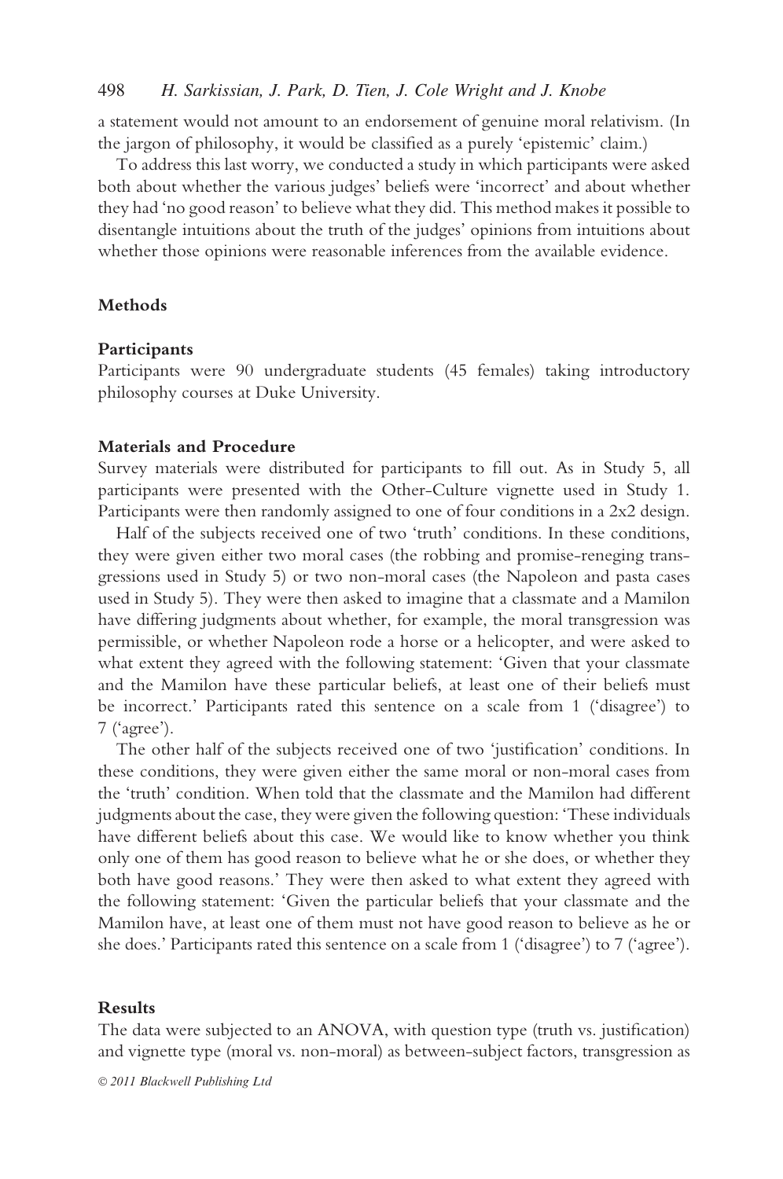a statement would not amount to an endorsement of genuine moral relativism. (In the jargon of philosophy, it would be classified as a purely 'epistemic' claim.)

To address this last worry, we conducted a study in which participants were asked both about whether the various judges' beliefs were 'incorrect' and about whether they had 'no good reason' to believe what they did. This method makes it possible to disentangle intuitions about the truth of the judges' opinions from intuitions about whether those opinions were reasonable inferences from the available evidence.

### Methods

#### Participants

Participants were 90 undergraduate students (45 females) taking introductory philosophy courses at Duke University.

#### Materials and Procedure

Survey materials were distributed for participants to fill out. As in Study 5, all participants were presented with the Other-Culture vignette used in Study 1. Participants were then randomly assigned to one of four conditions in a 2x2 design.

Half of the subjects received one of two 'truth' conditions. In these conditions, they were given either two moral cases (the robbing and promise-reneging transgressions used in Study 5) or two non-moral cases (the Napoleon and pasta cases used in Study 5). They were then asked to imagine that a classmate and a Mamilon have differing judgments about whether, for example, the moral transgression was permissible, or whether Napoleon rode a horse or a helicopter, and were asked to what extent they agreed with the following statement: 'Given that your classmate and the Mamilon have these particular beliefs, at least one of their beliefs must be incorrect.' Participants rated this sentence on a scale from 1 ('disagree') to 7 ('agree').

The other half of the subjects received one of two 'justification' conditions. In these conditions, they were given either the same moral or non-moral cases from the 'truth' condition. When told that the classmate and the Mamilon had different judgments about the case, they were given the following question: 'These individuals have different beliefs about this case. We would like to know whether you think only one of them has good reason to believe what he or she does, or whether they both have good reasons.' They were then asked to what extent they agreed with the following statement: 'Given the particular beliefs that your classmate and the Mamilon have, at least one of them must not have good reason to believe as he or she does.' Participants rated this sentence on a scale from 1 ('disagree') to 7 ('agree').

### Results

The data were subjected to an ANOVA, with question type (truth vs. justification) and vignette type (moral vs. non-moral) as between-subject factors, transgression as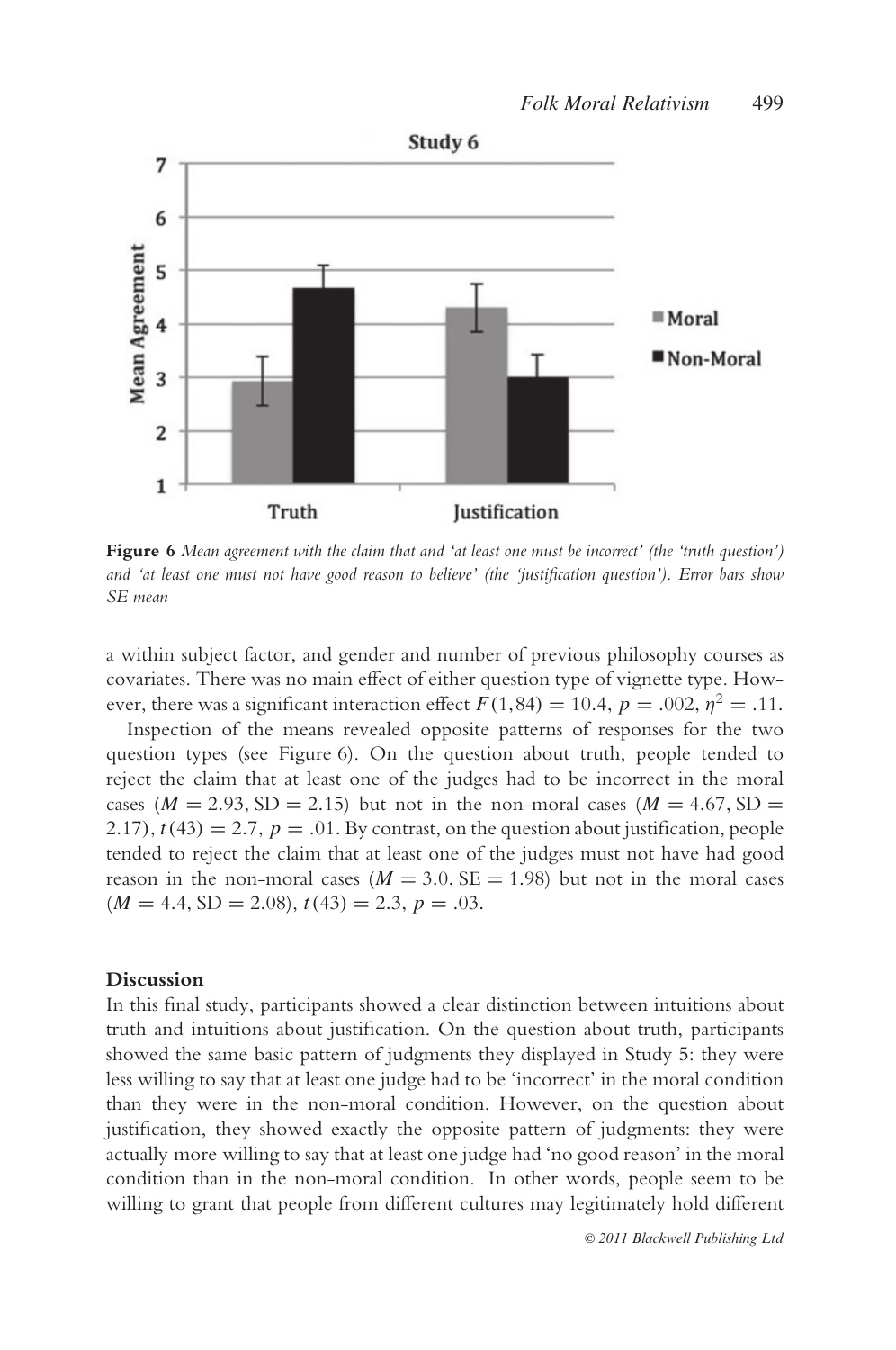**Figure 6** *Mean agreement with the claim that and 'at least one must be incorrect' (the 'truth question') and 'at least one must not have good reason to believe' (the 'justification question'). Error bars show SE mean*

a within subject factor, and gender and number of previous philosophy courses as covariates. There was no main effect of either question type of vignette type. However, there was a significant interaction effect $F(1,84) = 10.4$, $p = .002$, $\eta^2 = .11$.

Inspection of the means revealed opposite patterns of responses for the two question types (see Figure 6). On the question about truth, people tended to reject the claim that at least one of the judges had to be incorrect in the moral cases ($M = 2.93$, $SD = 2.15$) but not in the non-moral cases ($M = 4.67$, $SD = 2.17$), $t(43) = 2.7$, $p = .01$. By contrast, on the question about justification, people tended to reject the claim that at least one of the judges must not have had good reason in the non-moral cases ($M = 3.0$, $SE = 1.98$) but not in the moral cases ($M = 4.4$, $SD = 2.08$), $t(43) = 2.3$, $p = .03$.

### Discussion

In this final study, participants showed a clear distinction between intuitions about truth and intuitions about justification. On the question about truth, participants showed the same basic pattern of judgments they displayed in Study 5: they were less willing to say that at least one judge had to be 'incorrect' in the moral condition than they were in the non-moral condition. However, on the question about justification, they showed exactly the opposite pattern of judgments: they were actually more willing to say that at least one judge had 'no good reason' in the moral condition than in the non-moral condition. In other words, people seem to be willing to grant that people from different cultures may legitimately hold different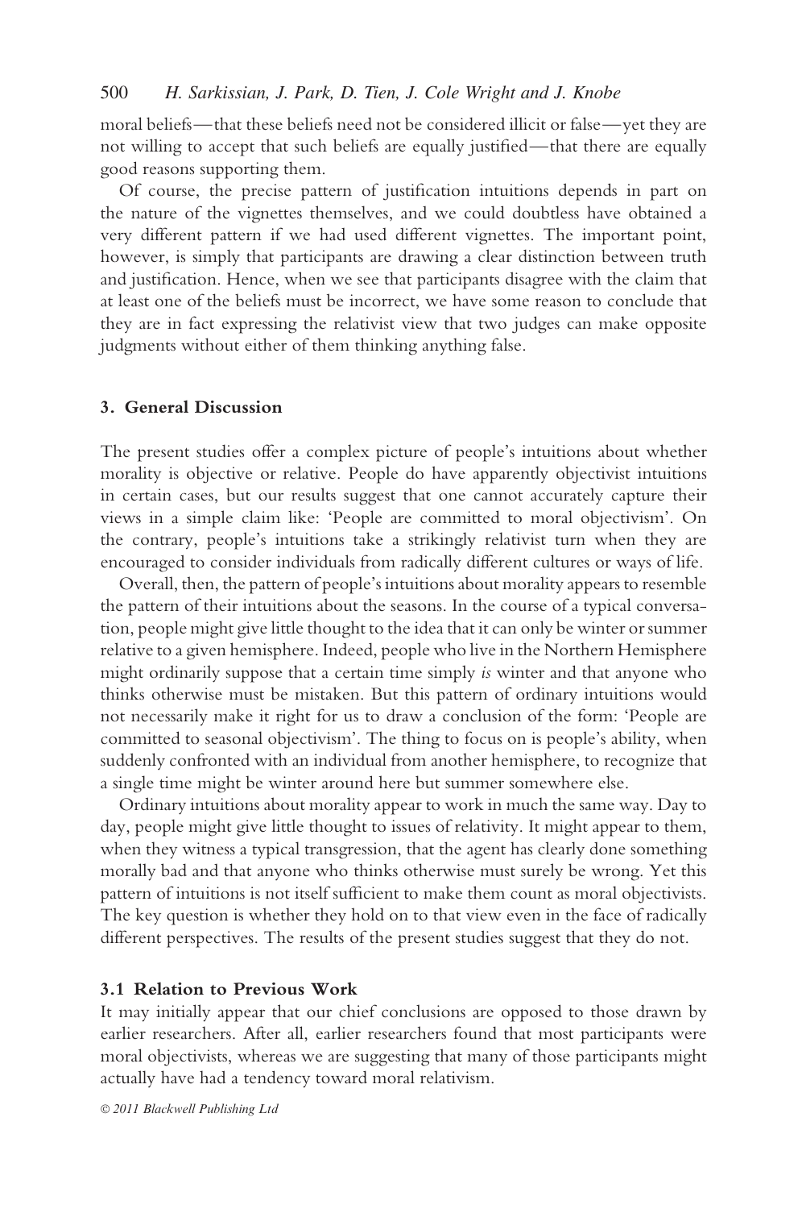moral beliefs—that these beliefs need not be considered illicit or false—yet they are not willing to accept that such beliefs are equally justified—that there are equally good reasons supporting them.

Of course, the precise pattern of justification intuitions depends in part on the nature of the vignettes themselves, and we could doubtless have obtained a very different pattern if we had used different vignettes. The important point, however, is simply that participants are drawing a clear distinction between truth and justification. Hence, when we see that participants disagree with the claim that at least one of the beliefs must be incorrect, we have some reason to conclude that they are in fact expressing the relativist view that two judges can make opposite judgments without either of them thinking anything false.

## 3. General Discussion

The present studies offer a complex picture of people's intuitions about whether morality is objective or relative. People do have apparently objectivist intuitions in certain cases, but our results suggest that one cannot accurately capture their views in a simple claim like: 'People are committed to moral objectivism'. On the contrary, people's intuitions take a strikingly relativist turn when they are encouraged to consider individuals from radically different cultures or ways of life.

Overall, then, the pattern of people's intuitions about morality appears to resemble the pattern of their intuitions about the seasons. In the course of a typical conversation, people might give little thought to the idea that it can only be winter or summer relative to a given hemisphere. Indeed, people who live in the Northern Hemisphere might ordinarily suppose that a certain time simply *is* winter and that anyone who thinks otherwise must be mistaken. But this pattern of ordinary intuitions would not necessarily make it right for us to draw a conclusion of the form: 'People are committed to seasonal objectivism'. The thing to focus on is people's ability, when suddenly confronted with an individual from another hemisphere, to recognize that a single time might be winter around here but summer somewhere else.

Ordinary intuitions about morality appear to work in much the same way. Day to day, people might give little thought to issues of relativity. It might appear to them, when they witness a typical transgression, that the agent has clearly done something morally bad and that anyone who thinks otherwise must surely be wrong. Yet this pattern of intuitions is not itself sufficient to make them count as moral objectivists. The key question is whether they hold on to that view even in the face of radically different perspectives. The results of the present studies suggest that they do not.

### 3.1 Relation to Previous Work

It may initially appear that our chief conclusions are opposed to those drawn by earlier researchers. After all, earlier researchers found that most participants were moral objectivists, whereas we are suggesting that many of those participants might actually have had a tendency toward moral relativism.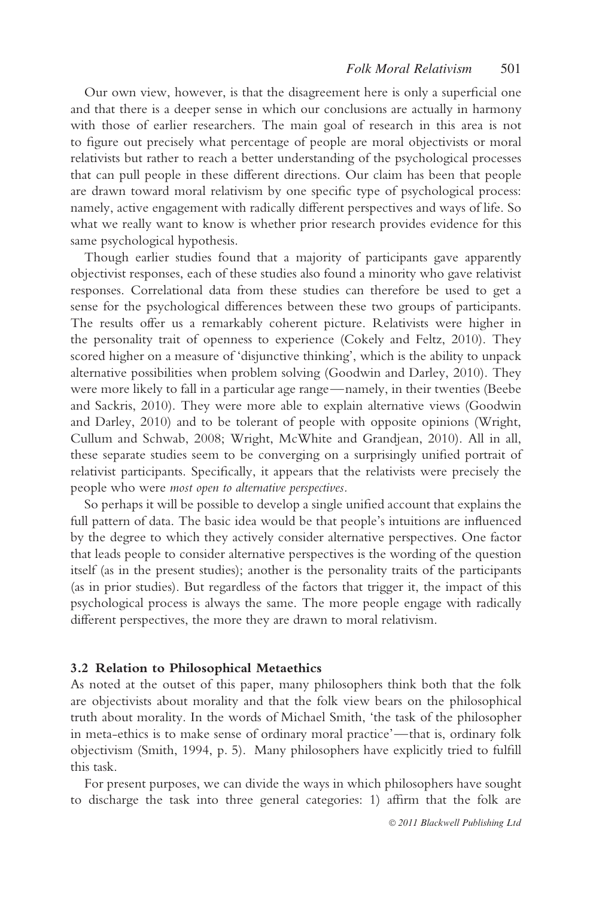Our own view, however, is that the disagreement here is only a superficial one and that there is a deeper sense in which our conclusions are actually in harmony with those of earlier researchers. The main goal of research in this area is not to figure out precisely what percentage of people are moral objectivists or moral relativists but rather to reach a better understanding of the psychological processes that can pull people in these different directions. Our claim has been that people are drawn toward moral relativism by one specific type of psychological process: namely, active engagement with radically different perspectives and ways of life. So what we really want to know is whether prior research provides evidence for this same psychological hypothesis.

Though earlier studies found that a majority of participants gave apparently objectivist responses, each of these studies also found a minority who gave relativist responses. Correlational data from these studies can therefore be used to get a sense for the psychological differences between these two groups of participants. The results offer us a remarkably coherent picture. Relativists were higher in the personality trait of openness to experience (Cokely and Feltz, 2010). They scored higher on a measure of 'disjunctive thinking', which is the ability to unpack alternative possibilities when problem solving (Goodwin and Darley, 2010). They were more likely to fall in a particular age range—namely, in their twenties (Beebe and Sackris, 2010). They were more able to explain alternative views (Goodwin and Darley, 2010) and to be tolerant of people with opposite opinions (Wright, Cullum and Schwab, 2008; Wright, McWhite and Grandjean, 2010). All in all, these separate studies seem to be converging on a surprisingly unified portrait of relativist participants. Specifically, it appears that the relativists were precisely the people who were *most open to alternative perspectives.*

So perhaps it will be possible to develop a single unified account that explains the full pattern of data. The basic idea would be that people's intuitions are influenced by the degree to which they actively consider alternative perspectives. One factor that leads people to consider alternative perspectives is the wording of the question itself (as in the present studies); another is the personality traits of the participants (as in prior studies). But regardless of the factors that trigger it, the impact of this psychological process is always the same. The more people engage with radically different perspectives, the more they are drawn to moral relativism.

### 3.2 Relation to Philosophical Metaethics

As noted at the outset of this paper, many philosophers think both that the folk are objectivists about morality and that the folk view bears on the philosophical truth about morality. In the words of Michael Smith, 'the task of the philosopher in meta-ethics is to make sense of ordinary moral practice'—that is, ordinary folk objectivism (Smith, 1994, p. 5). Many philosophers have explicitly tried to fulfill this task.

For present purposes, we can divide the ways in which philosophers have sought to discharge the task into three general categories: 1) affirm that the folk are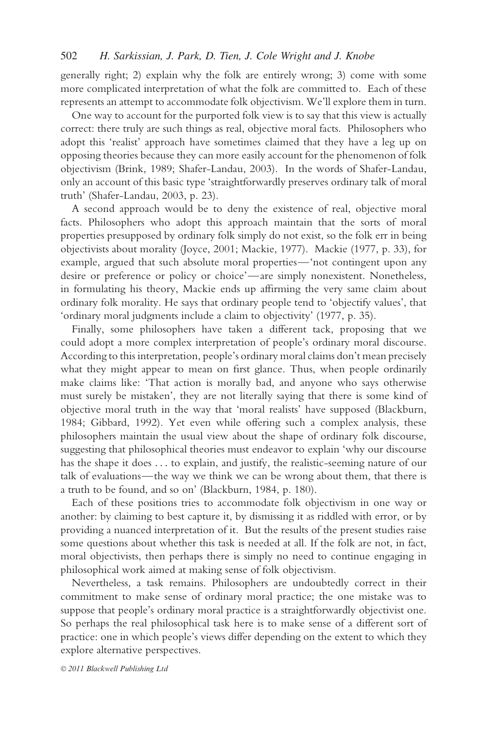generally right; 2) explain why the folk are entirely wrong; 3) come with some more complicated interpretation of what the folk are committed to. Each of these represents an attempt to accommodate folk objectivism. We'll explore them in turn.

One way to account for the purported folk view is to say that this view is actually correct: there truly are such things as real, objective moral facts. Philosophers who adopt this 'realist' approach have sometimes claimed that they have a leg up on opposing theories because they can more easily account for the phenomenon of folk objectivism (Brink, 1989; Shafer-Landau, 2003). In the words of Shafer-Landau, only an account of this basic type 'straightforwardly preserves ordinary talk of moral truth' (Shafer-Landau, 2003, p. 23).

A second approach would be to deny the existence of real, objective moral facts. Philosophers who adopt this approach maintain that the sorts of moral properties presupposed by ordinary folk simply do not exist, so the folk err in being objectivists about morality (Joyce, 2001; Mackie, 1977). Mackie (1977, p. 33), for example, argued that such absolute moral properties—'not contingent upon any desire or preference or policy or choice'—are simply nonexistent. Nonetheless, in formulating his theory, Mackie ends up affirming the very same claim about ordinary folk morality. He says that ordinary people tend to 'objectify values', that 'ordinary moral judgments include a claim to objectivity' (1977, p. 35).

Finally, some philosophers have taken a different tack, proposing that we could adopt a more complex interpretation of people's ordinary moral discourse. According to this interpretation, people's ordinary moral claims don't mean precisely what they might appear to mean on first glance. Thus, when people ordinarily make claims like: 'That action is morally bad, and anyone who says otherwise must surely be mistaken', they are not literally saying that there is some kind of objective moral truth in the way that 'moral realists' have supposed (Blackburn, 1984; Gibbard, 1992). Yet even while offering such a complex analysis, these philosophers maintain the usual view about the shape of ordinary folk discourse, suggesting that philosophical theories must endeavor to explain 'why our discourse has the shape it does . . . to explain, and justify, the realistic-seeming nature of our talk of evaluations—the way we think we can be wrong about them, that there is a truth to be found, and so on' (Blackburn, 1984, p. 180).

Each of these positions tries to accommodate folk objectivism in one way or another: by claiming to best capture it, by dismissing it as riddled with error, or by providing a nuanced interpretation of it. But the results of the present studies raise some questions about whether this task is needed at all. If the folk are not, in fact, moral objectivists, then perhaps there is simply no need to continue engaging in philosophical work aimed at making sense of folk objectivism.

Nevertheless, a task remains. Philosophers are undoubtedly correct in their commitment to make sense of ordinary moral practice; the one mistake was to suppose that people's ordinary moral practice is a straightforwardly objectivist one. So perhaps the real philosophical task here is to make sense of a different sort of practice: one in which people's views differ depending on the extent to which they explore alternative perspectives.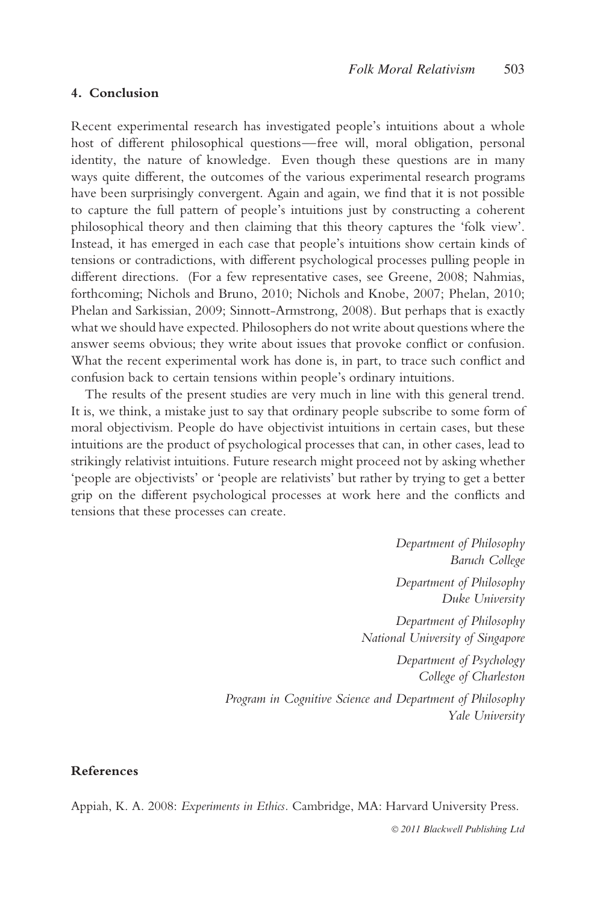## 4. Conclusion

Recent experimental research has investigated people's intuitions about a whole host of different philosophical questions—free will, moral obligation, personal identity, the nature of knowledge. Even though these questions are in many ways quite different, the outcomes of the various experimental research programs have been surprisingly convergent. Again and again, we find that it is not possible to capture the full pattern of people's intuitions just by constructing a coherent philosophical theory and then claiming that this theory captures the 'folk view'. Instead, it has emerged in each case that people's intuitions show certain kinds of tensions or contradictions, with different psychological processes pulling people in different directions. (For a few representative cases, see Greene, 2008; Nahmias, forthcoming; Nichols and Bruno, 2010; Nichols and Knobe, 2007; Phelan, 2010; Phelan and Sarkissian, 2009; Sinnott-Armstrong, 2008). But perhaps that is exactly what we should have expected. Philosophers do not write about questions where the answer seems obvious; they write about issues that provoke conflict or confusion. What the recent experimental work has done is, in part, to trace such conflict and confusion back to certain tensions within people's ordinary intuitions.

The results of the present studies are very much in line with this general trend. It is, we think, a mistake just to say that ordinary people subscribe to some form of moral objectivism. People do have objectivist intuitions in certain cases, but these intuitions are the product of psychological processes that can, in other cases, lead to strikingly relativist intuitions. Future research might proceed not by asking whether 'people are objectivists' or 'people are relativists' but rather by trying to get a better grip on the different psychological processes at work here and the conflicts and tensions that these processes can create.

*Department of Philosophy*
*Baruch College*

*Department of Philosophy*
*Duke University*

*Department of Philosophy*
*National University of Singapore*

*Department of Psychology*
*College of Charleston*

*Program in Cognitive Science and Department of Philosophy*
*Yale University*

## References

Appiah, K. A. 2008: *Experiments in Ethics*. Cambridge, MA: Harvard University Press.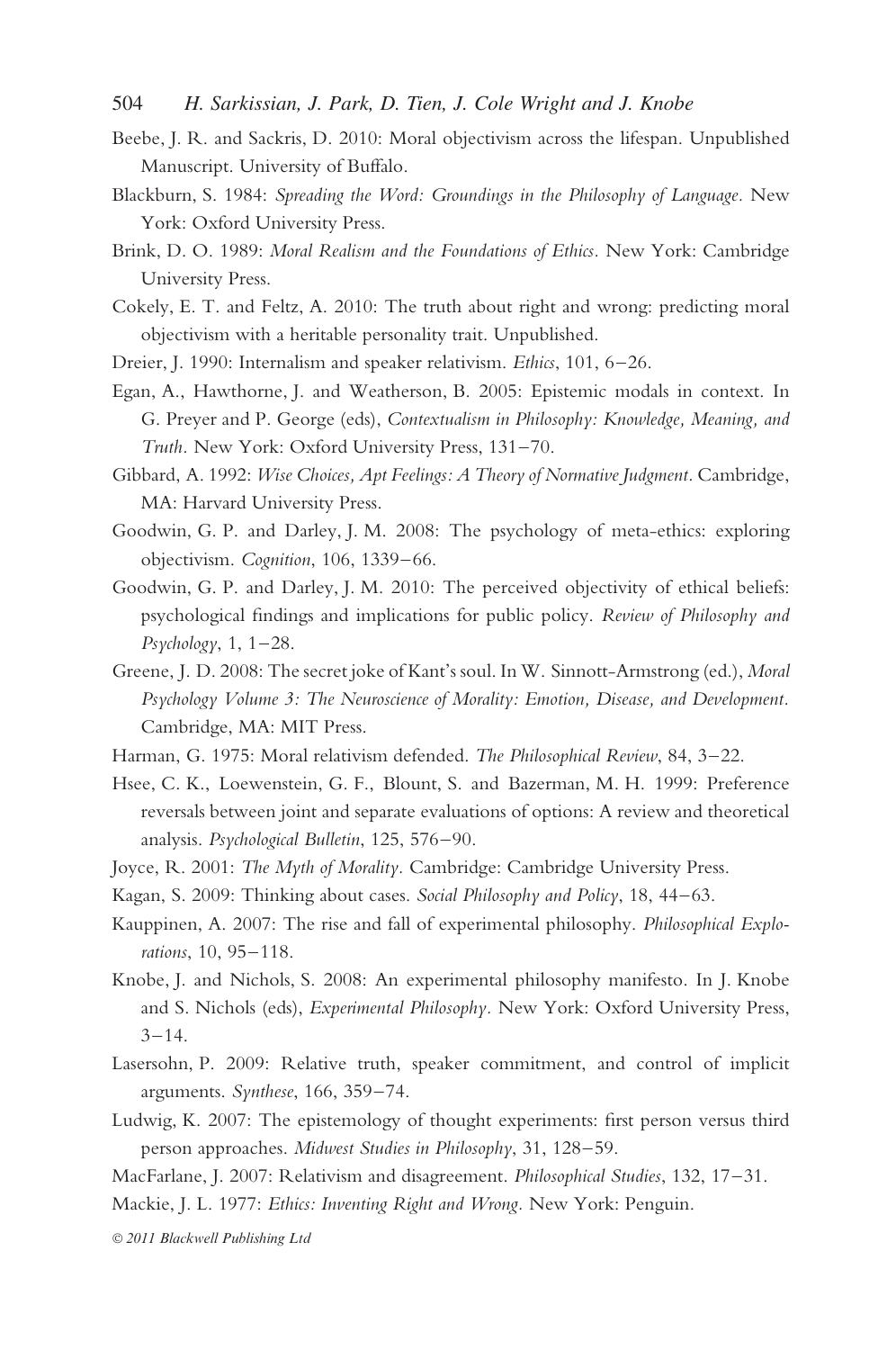Beebe, J. R. and Sackris, D. 2010: Moral objectivism across the lifespan. Unpublished Manuscript. University of Buffalo.

Blackburn, S. 1984: *Spreading the Word: Groundings in the Philosophy of Language*. New York: Oxford University Press.

Brink, D. O. 1989: *Moral Realism and the Foundations of Ethics*. New York: Cambridge University Press.

Cokely, E. T. and Feltz, A. 2010: The truth about right and wrong: predicting moral objectivism with a heritable personality trait. Unpublished.

Dreier, J. 1990: Internalism and speaker relativism. *Ethics*, 101, 6–26.

Egan, A., Hawthorne, J. and Weatherson, B. 2005: Epistemic modals in context. In G. Preyer and P. George (eds), *Contextualism in Philosophy: Knowledge, Meaning, and Truth*. New York: Oxford University Press, 131–70.

Gibbard, A. 1992: *Wise Choices, Apt Feelings: A Theory of Normative Judgment*. Cambridge, MA: Harvard University Press.

Goodwin, G. P. and Darley, J. M. 2008: The psychology of meta-ethics: exploring objectivism. *Cognition*, 106, 1339–66.

Goodwin, G. P. and Darley, J. M. 2010: The perceived objectivity of ethical beliefs: psychological findings and implications for public policy. *Review of Philosophy and Psychology*, 1, 1–28.

Greene, J. D. 2008: The secret joke of Kant's soul. In W. Sinnott-Armstrong (ed.), *Moral Psychology Volume 3: The Neuroscience of Morality: Emotion, Disease, and Development*. Cambridge, MA: MIT Press.

Harman, G. 1975: Moral relativism defended. *The Philosophical Review*, 84, 3–22.

Hsee, C. K., Loewenstein, G. F., Blount, S. and Bazerman, M. H. 1999: Preference reversals between joint and separate evaluations of options: A review and theoretical analysis. *Psychological Bulletin*, 125, 576–90.

Joyce, R. 2001: *The Myth of Morality*. Cambridge: Cambridge University Press.

Kagan, S. 2009: Thinking about cases. *Social Philosophy and Policy*, 18, 44–63.

Kauppinen, A. 2007: The rise and fall of experimental philosophy. *Philosophical Explorations*, 10, 95–118.

Knobe, J. and Nichols, S. 2008: An experimental philosophy manifesto. In J. Knobe and S. Nichols (eds), *Experimental Philosophy*. New York: Oxford University Press, 3–14.

Lasersohn, P. 2009: Relative truth, speaker commitment, and control of implicit arguments. *Synthese*, 166, 359–74.

Ludwig, K. 2007: The epistemology of thought experiments: first person versus third person approaches. *Midwest Studies in Philosophy*, 31, 128–59.

MacFarlane, J. 2007: Relativism and disagreement. *Philosophical Studies*, 132, 17–31.

Mackie, J. L. 1977: *Ethics: Inventing Right and Wrong*. New York: Penguin.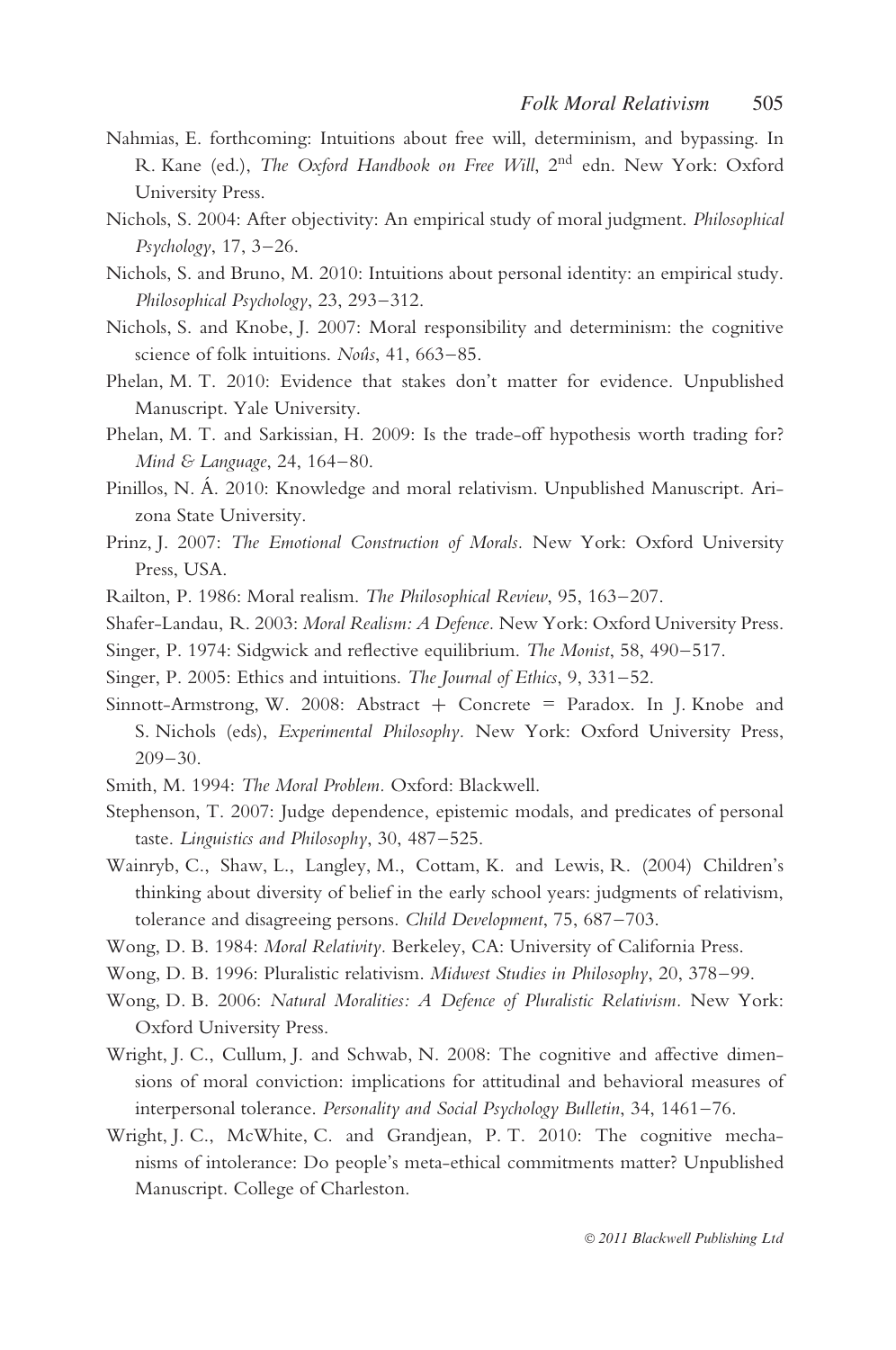Nahmias, E. forthcoming: Intuitions about free will, determinism, and bypassing. In R. Kane (ed.), *The Oxford Handbook on Free Will*, 2nd edn. New York: Oxford University Press.

Nichols, S. 2004: After objectivity: An empirical study of moral judgment. *Philosophical Psychology*, 17, 3–26.

Nichols, S. and Bruno, M. 2010: Intuitions about personal identity: an empirical study. *Philosophical Psychology*, 23, 293–312.

Nichols, S. and Knobe, J. 2007: Moral responsibility and determinism: the cognitive science of folk intuitions. *Noûs*, 41, 663–85.

Phelan, M. T. 2010: Evidence that stakes don't matter for evidence. Unpublished Manuscript. Yale University.

Phelan, M. T. and Sarkissian, H. 2009: Is the trade-off hypothesis worth trading for? *Mind & Language*, 24, 164–80.

Pinillos, N. Á. 2010: Knowledge and moral relativism. Unpublished Manuscript. Arizona State University.

Prinz, J. 2007: *The Emotional Construction of Morals.* New York: Oxford University Press, USA.

Railton, P. 1986: Moral realism. *The Philosophical Review*, 95, 163–207.

Shafer-Landau, R. 2003: *Moral Realism: A Defence.* New York: Oxford University Press.

Singer, P. 1974: Sidgwick and reflective equilibrium. *The Monist*, 58, 490–517.

Singer, P. 2005: Ethics and intuitions. *The Journal of Ethics*, 9, 331–52.

Sinnott-Armstrong, W. 2008: Abstract + Concrete = Paradox. In J. Knobe and S. Nichols (eds), *Experimental Philosophy.* New York: Oxford University Press, 209–30.

Smith, M. 1994: *The Moral Problem.* Oxford: Blackwell.

Stephenson, T. 2007: Judge dependence, epistemic modals, and predicates of personal taste. *Linguistics and Philosophy*, 30, 487–525.

Wainryb, C., Shaw, L., Langley, M., Cottam, K. and Lewis, R. (2004) Children's thinking about diversity of belief in the early school years: judgments of relativism, tolerance and disagreeing persons. *Child Development*, 75, 687–703.

Wong, D. B. 1984: *Moral Relativity.* Berkeley, CA: University of California Press.

Wong, D. B. 1996: Pluralistic relativism. *Midwest Studies in Philosophy*, 20, 378–99.

Wong, D. B. 2006: *Natural Moralities: A Defence of Pluralistic Relativism.* New York: Oxford University Press.

Wright, J. C., Cullum, J. and Schwab, N. 2008: The cognitive and affective dimensions of moral conviction: implications for attitudinal and behavioral measures of interpersonal tolerance. *Personality and Social Psychology Bulletin*, 34, 1461–76.

Wright, J. C., McWhite, C. and Grandjean, P. T. 2010: The cognitive mechanisms of intolerance: Do people's meta-ethical commitments matter? Unpublished Manuscript. College of Charleston.